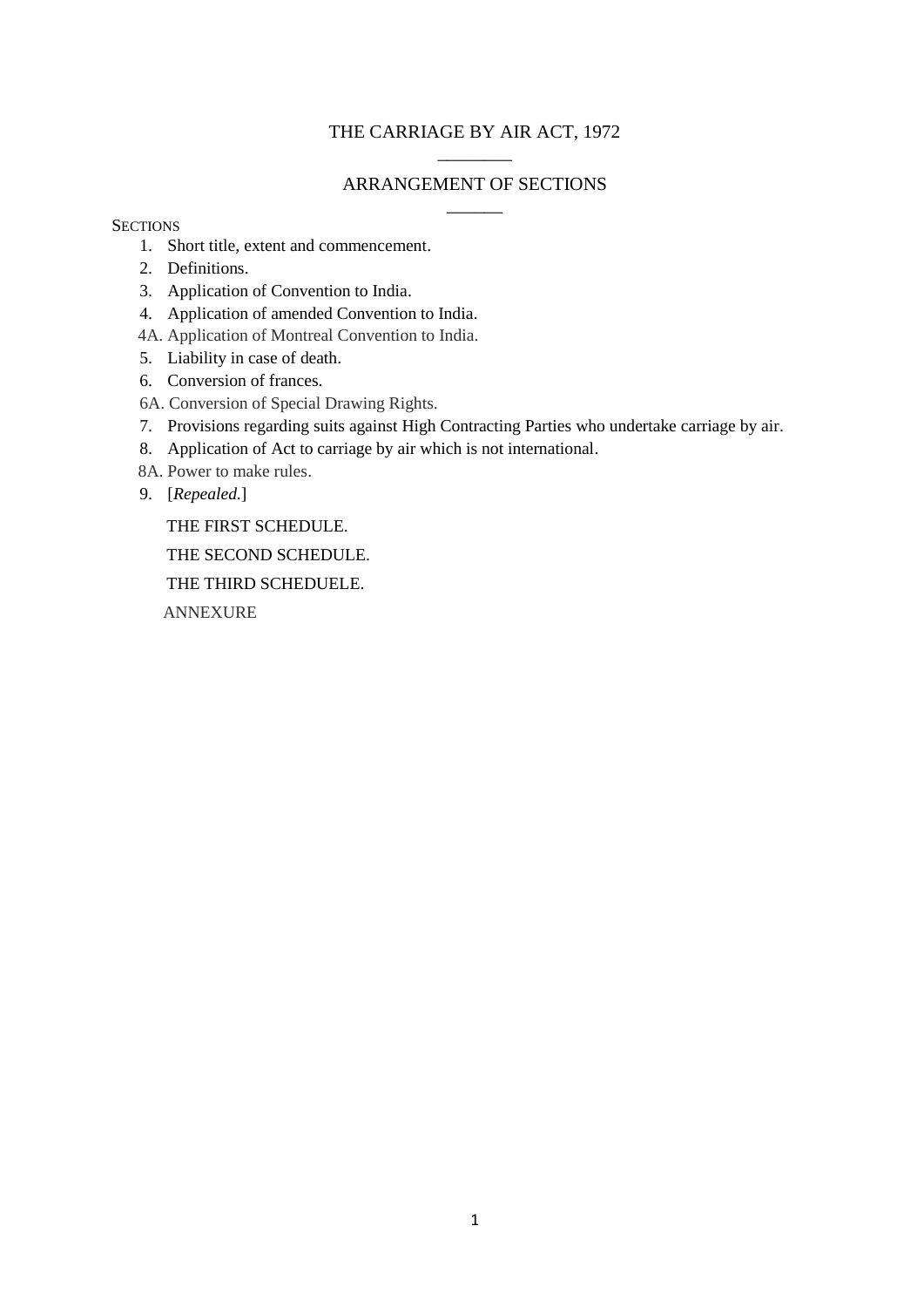# THE CARRIAGE BY AIR ACT, 1972

## ARRANGEMENT OF SECTIONS

SECTIONS

1. Short title, extent and commencement.
2. Definitions.
3. Application of Convention to India.
4. Application of amended Convention to India.

4A. Application of Montreal Convention to India.

5. Liability in case of death.
6. Conversion of frances.

6A. Conversion of Special Drawing Rights.

7. Provisions regarding suits against High Contracting Parties who undertake carriage by air.
8. Application of Act to carriage by air which is not international.

8A. Power to make rules.

9. [*Repealed.*]

THE FIRST SCHEDULE.

THE SECOND SCHEDULE.

THE THIRD SCHEDUELE.

ANNEXURE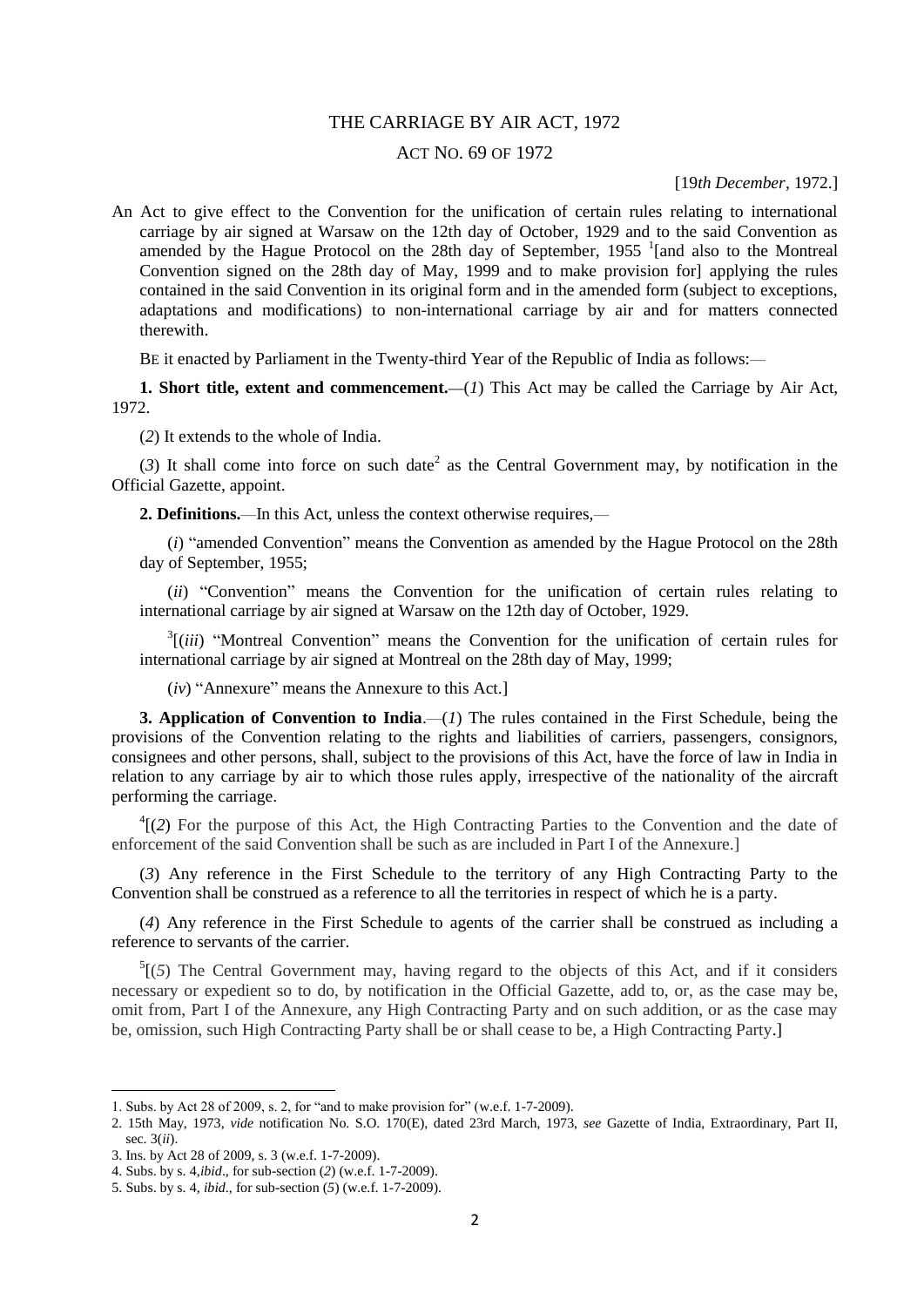# THE CARRIAGE BY AIR ACT, 1972

## ACT NO. 69 OF 1972

[19*th December*, 1972.]

An Act to give effect to the Convention for the unification of certain rules relating to international carriage by air signed at Warsaw on the 12th day of October, 1929 and to the said Convention as amended by the Hague Protocol on the 28th day of September, 1955 [1][and also to the Montreal Convention signed on the 28th day of May, 1999 and to make provision for] applying the rules contained in the said Convention in its original form and in the amended form (subject to exceptions, adaptations and modifications) to non-international carriage by air and for matters connected therewith.

BE it enacted by Parliament in the Twenty-third Year of the Republic of India as follows:—

**1. Short title, extent and commencement.**—(*1*) This Act may be called the Carriage by Air Act, 1972.

(*2*) It extends to the whole of India.

(*3*) It shall come into force on such date[2] as the Central Government may, by notification in the Official Gazette, appoint.

**2. Definitions.**—In this Act, unless the context otherwise requires,—

(*i*) "amended Convention" means the Convention as amended by the Hague Protocol on the 28th day of September, 1955;

(*ii*) "Convention" means the Convention for the unification of certain rules relating to international carriage by air signed at Warsaw on the 12th day of October, 1929.

[3][(*iii*) "Montreal Convention" means the Convention for the unification of certain rules for international carriage by air signed at Montreal on the 28th day of May, 1999;

(*iv*) "Annexure" means the Annexure to this Act.]

**3. Application of Convention to India**.—(*1*) The rules contained in the First Schedule, being the provisions of the Convention relating to the rights and liabilities of carriers, passengers, consignors, consignees and other persons, shall, subject to the provisions of this Act, have the force of law in India in relation to any carriage by air to which those rules apply, irrespective of the nationality of the aircraft performing the carriage.

[4][(*2*) For the purpose of this Act, the High Contracting Parties to the Convention and the date of enforcement of the said Convention shall be such as are included in Part I of the Annexure.]

(*3*) Any reference in the First Schedule to the territory of any High Contracting Party to the Convention shall be construed as a reference to all the territories in respect of which he is a party.

(*4*) Any reference in the First Schedule to agents of the carrier shall be construed as including a reference to servants of the carrier.

[5][(*5*) The Central Government may, having regard to the objects of this Act, and if it considers necessary or expedient so to do, by notification in the Official Gazette, add to, or, as the case may be, omit from, Part I of the Annexure, any High Contracting Party and on such addition, or as the case may be, omission, such High Contracting Party shall be or shall cease to be, a High Contracting Party.]

---

1. Subs. by Act 28 of 2009, s. 2, for "and to make provision for" (w.e.f. 1-7-2009).
2. 15th May, 1973, *vide* notification No. S.O. 170(E), dated 23rd March, 1973, *see* Gazette of India, Extraordinary, Part II, sec. 3(*ii*).
3. Ins. by Act 28 of 2009, s. 3 (w.e.f. 1-7-2009).
4. Subs. by s. 4, *ibid*., for sub-section (*2*) (w.e.f. 1-7-2009).
5. Subs. by s. 4, *ibid*., for sub-section (*5*) (w.e.f. 1-7-2009).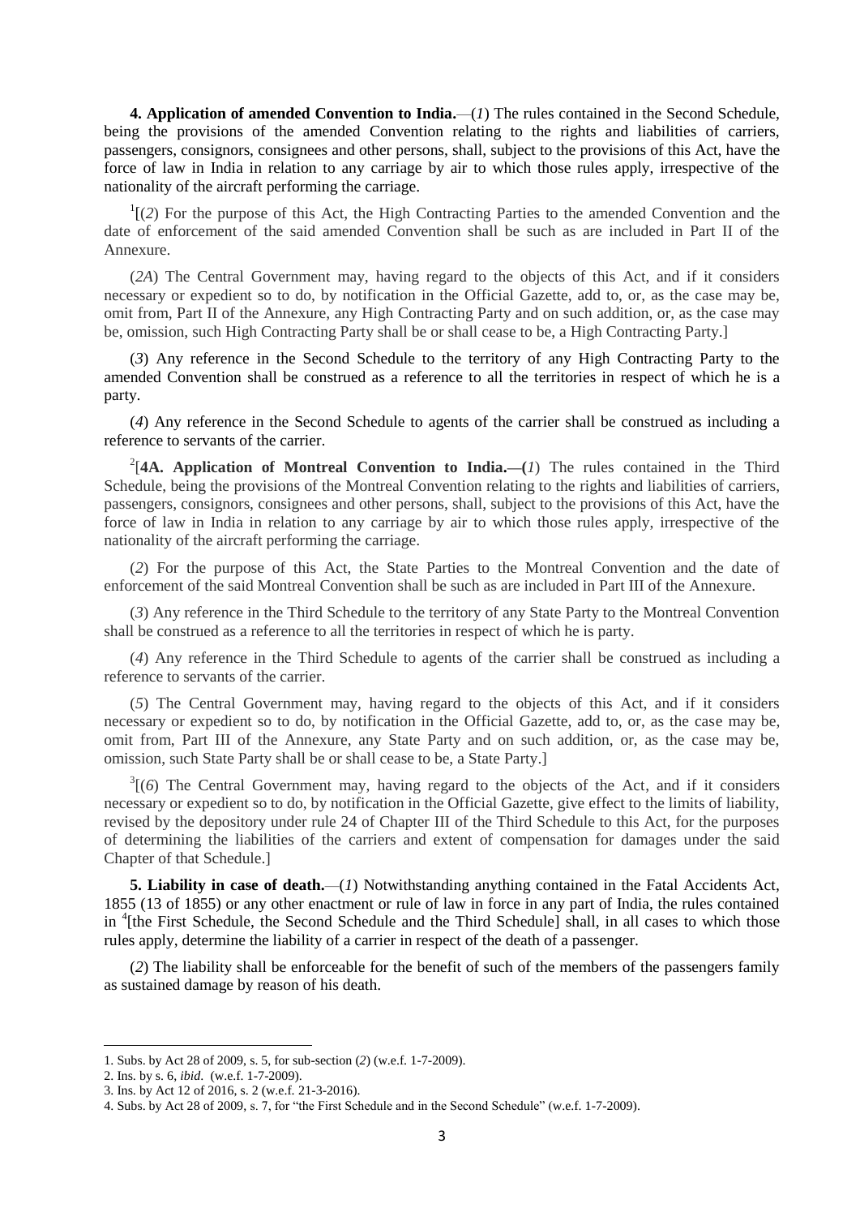**4. Application of amended Convention to India.**—(*1*) The rules contained in the Second Schedule, being the provisions of the amended Convention relating to the rights and liabilities of carriers, passengers, consignors, consignees and other persons, shall, subject to the provisions of this Act, have the force of law in India in relation to any carriage by air to which those rules apply, irrespective of the nationality of the aircraft performing the carriage.

[1][(*2*) For the purpose of this Act, the High Contracting Parties to the amended Convention and the date of enforcement of the said amended Convention shall be such as are included in Part II of the Annexure.

(*2A*) The Central Government may, having regard to the objects of this Act, and if it considers necessary or expedient so to do, by notification in the Official Gazette, add to, or, as the case may be, omit from, Part II of the Annexure, any High Contracting Party and on such addition, or, as the case may be, omission, such High Contracting Party shall be or shall cease to be, a High Contracting Party.]

(*3*) Any reference in the Second Schedule to the territory of any High Contracting Party to the amended Convention shall be construed as a reference to all the territories in respect of which he is a party.

(*4*) Any reference in the Second Schedule to agents of the carrier shall be construed as including a reference to servants of the carrier.

[2][**4A. Application of Montreal Convention to India.—(***1*) The rules contained in the Third Schedule, being the provisions of the Montreal Convention relating to the rights and liabilities of carriers, passengers, consignors, consignees and other persons, shall, subject to the provisions of this Act, have the force of law in India in relation to any carriage by air to which those rules apply, irrespective of the nationality of the aircraft performing the carriage.

(*2*) For the purpose of this Act, the State Parties to the Montreal Convention and the date of enforcement of the said Montreal Convention shall be such as are included in Part III of the Annexure.

(*3*) Any reference in the Third Schedule to the territory of any State Party to the Montreal Convention shall be construed as a reference to all the territories in respect of which he is party.

(*4*) Any reference in the Third Schedule to agents of the carrier shall be construed as including a reference to servants of the carrier.

(*5*) The Central Government may, having regard to the objects of this Act, and if it considers necessary or expedient so to do, by notification in the Official Gazette, add to, or, as the case may be, omit from, Part III of the Annexure, any State Party and on such addition, or, as the case may be, omission, such State Party shall be or shall cease to be, a State Party.]

[3][(*6*) The Central Government may, having regard to the objects of the Act, and if it considers necessary or expedient so to do, by notification in the Official Gazette, give effect to the limits of liability, revised by the depository under rule 24 of Chapter III of the Third Schedule to this Act, for the purposes of determining the liabilities of the carriers and extent of compensation for damages under the said Chapter of that Schedule.]

**5. Liability in case of death.**—(*1*) Notwithstanding anything contained in the Fatal Accidents Act, 1855 (13 of 1855) or any other enactment or rule of law in force in any part of India, the rules contained in [4][the First Schedule, the Second Schedule and the Third Schedule] shall, in all cases to which those rules apply, determine the liability of a carrier in respect of the death of a passenger.

(*2*) The liability shall be enforceable for the benefit of such of the members of the passengers family as sustained damage by reason of his death.

---

1. Subs. by Act 28 of 2009, s. 5, for sub-section (*2*) (w.e.f. 1-7-2009).
2. Ins. by s. 6, *ibid.* (w.e.f. 1-7-2009).
3. Ins. by Act 12 of 2016, s. 2 (w.e.f. 21-3-2016).
4. Subs. by Act 28 of 2009, s. 7, for "the First Schedule and in the Second Schedule" (w.e.f. 1-7-2009).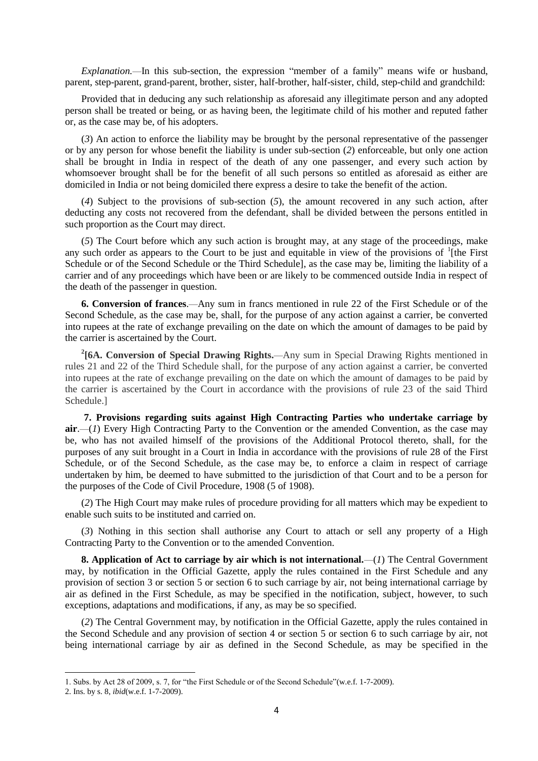*Explanation.*—In this sub-section, the expression "member of a family" means wife or husband, parent, step-parent, grand-parent, brother, sister, half-brother, half-sister, child, step-child and grandchild:

Provided that in deducing any such relationship as aforesaid any illegitimate person and any adopted person shall be treated or being, or as having been, the legitimate child of his mother and reputed father or, as the case may be, of his adopters.

(*3*) An action to enforce the liability may be brought by the personal representative of the passenger or by any person for whose benefit the liability is under sub-section (*2*) enforceable, but only one action shall be brought in India in respect of the death of any one passenger, and every such action by whomsoever brought shall be for the benefit of all such persons so entitled as aforesaid as either are domiciled in India or not being domiciled there express a desire to take the benefit of the action.

(*4*) Subject to the provisions of sub-section (*5*), the amount recovered in any such action, after deducting any costs not recovered from the defendant, shall be divided between the persons entitled in such proportion as the Court may direct.

(*5*) The Court before which any such action is brought may, at any stage of the proceedings, make any such order as appears to the Court to be just and equitable in view of the provisions of [1][the First Schedule or of the Second Schedule or the Third Schedule], as the case may be, limiting the liability of a carrier and of any proceedings which have been or are likely to be commenced outside India in respect of the death of the passenger in question.

**6. Conversion of frances**.—Any sum in francs mentioned in rule 22 of the First Schedule or of the Second Schedule, as the case may be, shall, for the purpose of any action against a carrier, be converted into rupees at the rate of exchange prevailing on the date on which the amount of damages to be paid by the carrier is ascertained by the Court.

[2][**6A. Conversion of Special Drawing Rights.**—Any sum in Special Drawing Rights mentioned in rules 21 and 22 of the Third Schedule shall, for the purpose of any action against a carrier, be converted into rupees at the rate of exchange prevailing on the date on which the amount of damages to be paid by the carrier is ascertained by the Court in accordance with the provisions of rule 23 of the said Third Schedule.]

**7. Provisions regarding suits against High Contracting Parties who undertake carriage by air**.—(*1*) Every High Contracting Party to the Convention or the amended Convention, as the case may be, who has not availed himself of the provisions of the Additional Protocol thereto, shall, for the purposes of any suit brought in a Court in India in accordance with the provisions of rule 28 of the First Schedule, or of the Second Schedule, as the case may be, to enforce a claim in respect of carriage undertaken by him, be deemed to have submitted to the jurisdiction of that Court and to be a person for the purposes of the Code of Civil Procedure, 1908 (5 of 1908).

(*2*) The High Court may make rules of procedure providing for all matters which may be expedient to enable such suits to be instituted and carried on.

(*3*) Nothing in this section shall authorise any Court to attach or sell any property of a High Contracting Party to the Convention or to the amended Convention.

**8. Application of Act to carriage by air which is not international.**—(*1*) The Central Government may, by notification in the Official Gazette, apply the rules contained in the First Schedule and any provision of section 3 or section 5 or section 6 to such carriage by air, not being international carriage by air as defined in the First Schedule, as may be specified in the notification, subject, however, to such exceptions, adaptations and modifications, if any, as may be so specified.

(*2*) The Central Government may, by notification in the Official Gazette, apply the rules contained in the Second Schedule and any provision of section 4 or section 5 or section 6 to such carriage by air, not being international carriage by air as defined in the Second Schedule, as may be specified in the

---

1. Subs. by Act 28 of 2009, s. 7, for "the First Schedule or of the Second Schedule"(w.e.f. 1-7-2009).

2. Ins. by s. 8, *ibid*(w.e.f. 1-7-2009).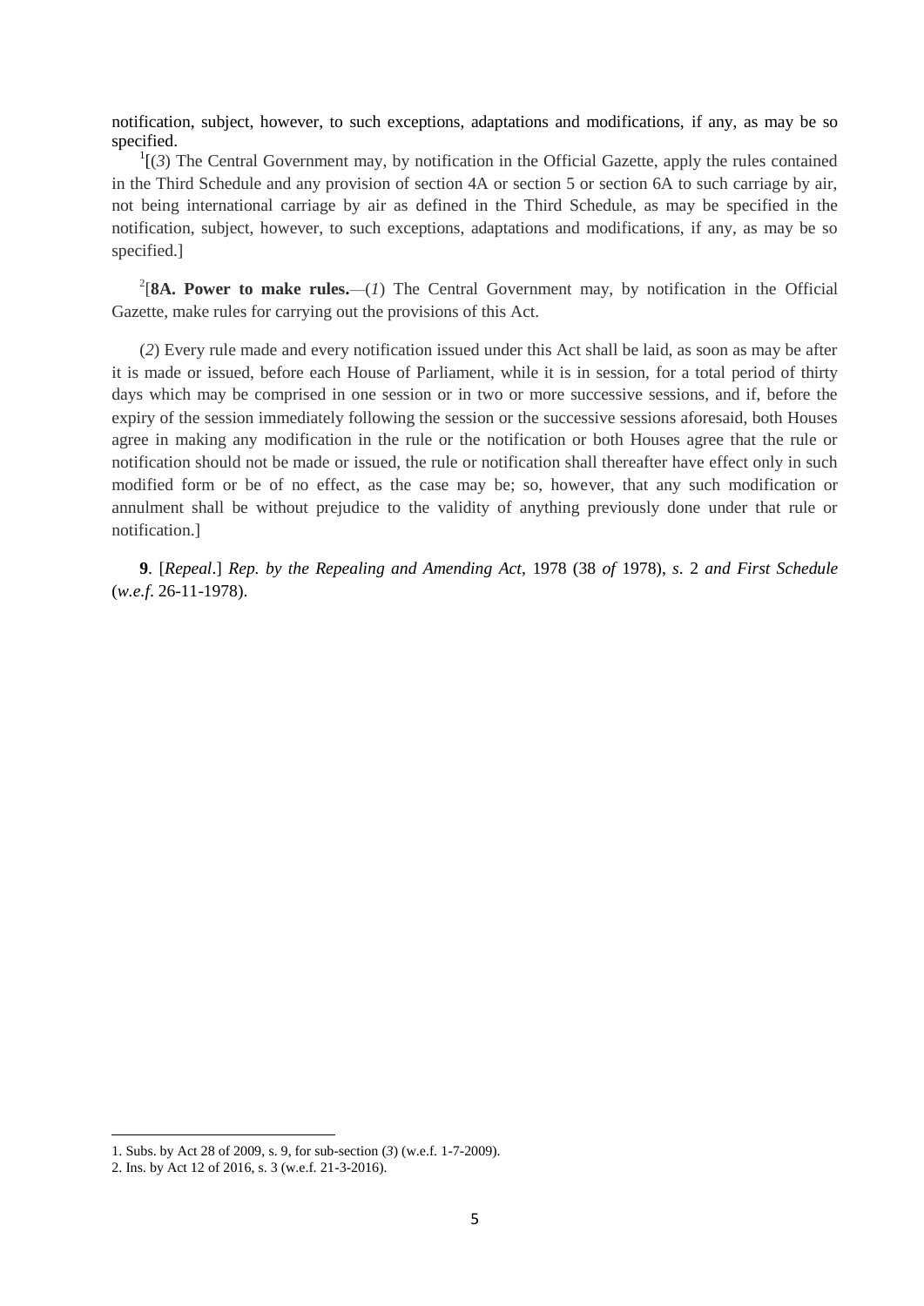notification, subject, however, to such exceptions, adaptations and modifications, if any, as may be so specified.

[1][(*3*) The Central Government may, by notification in the Official Gazette, apply the rules contained in the Third Schedule and any provision of section 4A or section 5 or section 6A to such carriage by air, not being international carriage by air as defined in the Third Schedule, as may be specified in the notification, subject, however, to such exceptions, adaptations and modifications, if any, as may be so specified.]

[2][**8A. Power to make rules.**—(*1*) The Central Government may, by notification in the Official Gazette, make rules for carrying out the provisions of this Act.

(*2*) Every rule made and every notification issued under this Act shall be laid, as soon as may be after it is made or issued, before each House of Parliament, while it is in session, for a total period of thirty days which may be comprised in one session or in two or more successive sessions, and if, before the expiry of the session immediately following the session or the successive sessions aforesaid, both Houses agree in making any modification in the rule or the notification or both Houses agree that the rule or notification should not be made or issued, the rule or notification shall thereafter have effect only in such modified form or be of no effect, as the case may be; so, however, that any such modification or annulment shall be without prejudice to the validity of anything previously done under that rule or notification.]

**9**. [*Repeal*.] *Rep. by the Repealing and Amending Act*, 1978 (38 *of* 1978), *s*. 2 *and First Schedule* (*w.e.f*. 26-11-1978).

---

1. Subs. by Act 28 of 2009, s. 9, for sub-section (*3*) (w.e.f. 1-7-2009).
2. Ins. by Act 12 of 2016, s. 3 (w.e.f. 21-3-2016).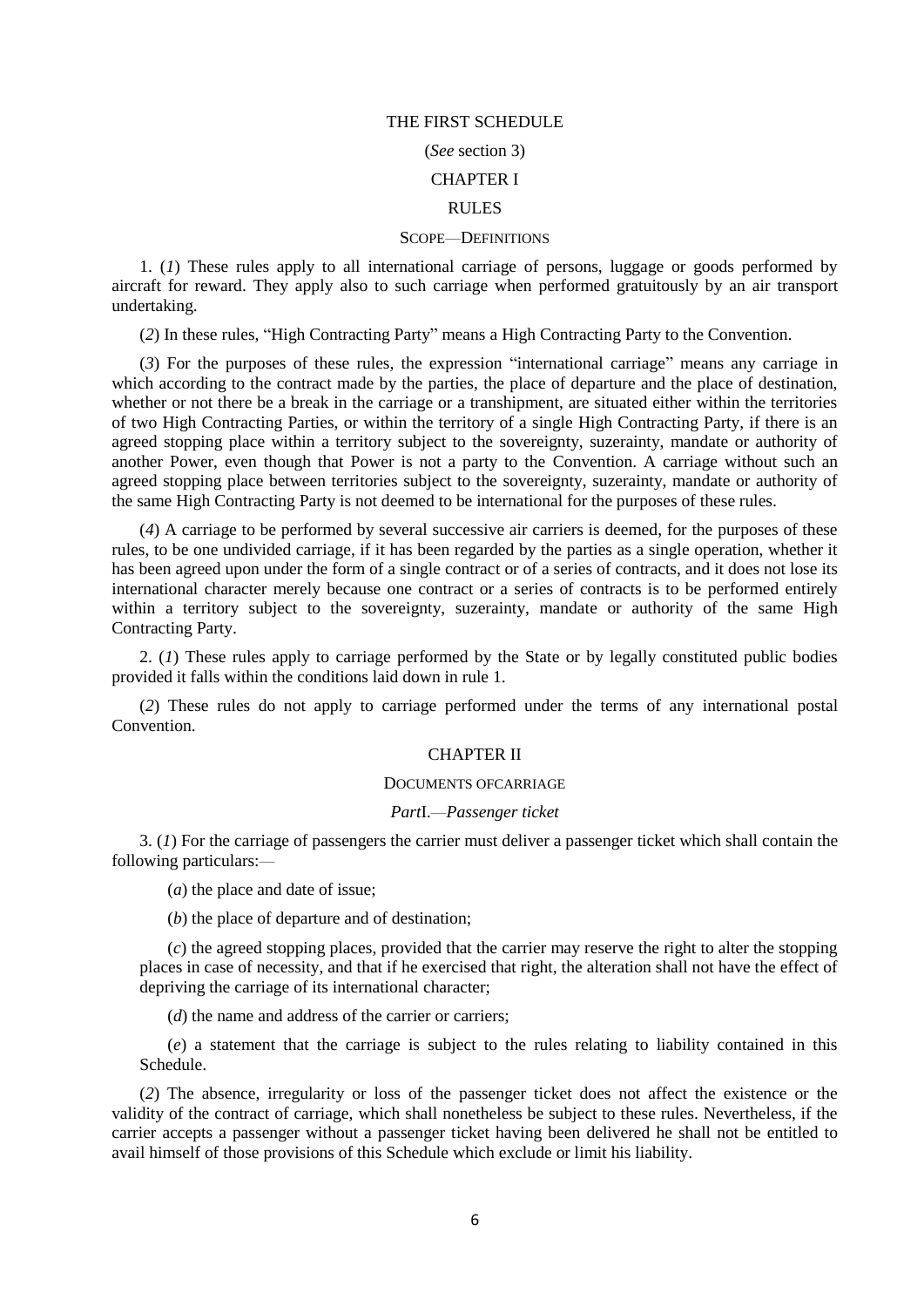# THE FIRST SCHEDULE

(*See* section 3)

## CHAPTER I

## RULES

### SCOPE—DEFINITIONS

1. (*1*) These rules apply to all international carriage of persons, luggage or goods performed by aircraft for reward. They apply also to such carriage when performed gratuitously by an air transport undertaking.

(*2*) In these rules, "High Contracting Party" means a High Contracting Party to the Convention.

(*3*) For the purposes of these rules, the expression "international carriage" means any carriage in which according to the contract made by the parties, the place of departure and the place of destination, whether or not there be a break in the carriage or a transhipment, are situated either within the territories of two High Contracting Parties, or within the territory of a single High Contracting Party, if there is an agreed stopping place within a territory subject to the sovereignty, suzerainty, mandate or authority of another Power, even though that Power is not a party to the Convention. A carriage without such an agreed stopping place between territories subject to the sovereignty, suzerainty, mandate or authority of the same High Contracting Party is not deemed to be international for the purposes of these rules.

(*4*) A carriage to be performed by several successive air carriers is deemed, for the purposes of these rules, to be one undivided carriage, if it has been regarded by the parties as a single operation, whether it has been agreed upon under the form of a single contract or of a series of contracts, and it does not lose its international character merely because one contract or a series of contracts is to be performed entirely within a territory subject to the sovereignty, suzerainty, mandate or authority of the same High Contracting Party.

2. (*1*) These rules apply to carriage performed by the State or by legally constituted public bodies provided it falls within the conditions laid down in rule 1.

(*2*) These rules do not apply to carriage performed under the terms of any international postal Convention.

## CHAPTER II

### DOCUMENTS OFCARRIAGE

*Part*I.—*Passenger ticket*

3. (*1*) For the carriage of passengers the carrier must deliver a passenger ticket which shall contain the following particulars:—

(*a*) the place and date of issue;

(*b*) the place of departure and of destination;

(*c*) the agreed stopping places, provided that the carrier may reserve the right to alter the stopping places in case of necessity, and that if he exercised that right, the alteration shall not have the effect of depriving the carriage of its international character;

(*d*) the name and address of the carrier or carriers;

(*e*) a statement that the carriage is subject to the rules relating to liability contained in this Schedule.

(*2*) The absence, irregularity or loss of the passenger ticket does not affect the existence or the validity of the contract of carriage, which shall nonetheless be subject to these rules. Nevertheless, if the carrier accepts a passenger without a passenger ticket having been delivered he shall not be entitled to avail himself of those provisions of this Schedule which exclude or limit his liability.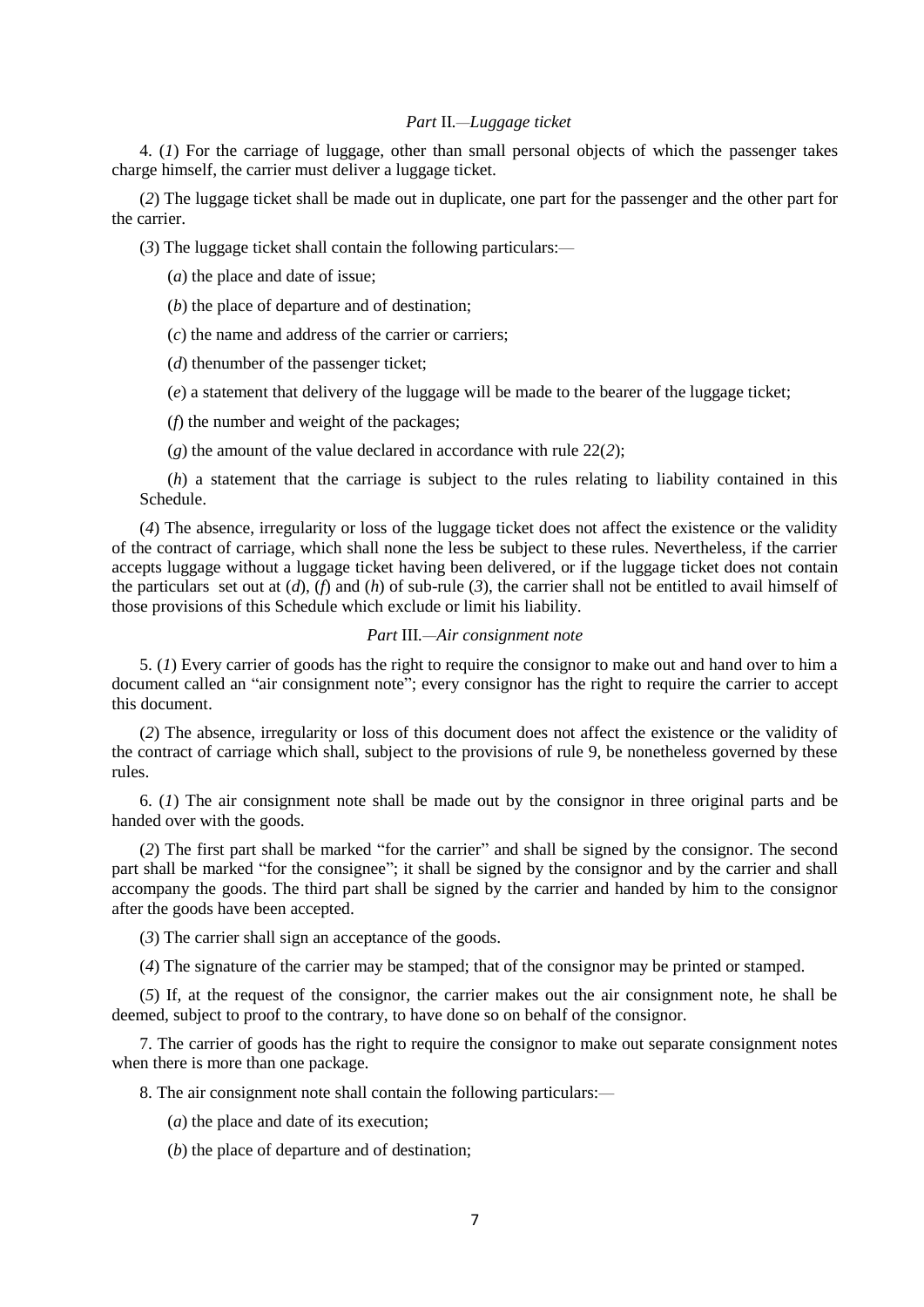*Part* II.—*Luggage ticket*

4. (*1*) For the carriage of luggage, other than small personal objects of which the passenger takes charge himself, the carrier must deliver a luggage ticket.

(*2*) The luggage ticket shall be made out in duplicate, one part for the passenger and the other part for the carrier.

(*3*) The luggage ticket shall contain the following particulars:—

(*a*) the place and date of issue;

(*b*) the place of departure and of destination;

(*c*) the name and address of the carrier or carriers;

(*d*) thenumber of the passenger ticket;

(*e*) a statement that delivery of the luggage will be made to the bearer of the luggage ticket;

(*f*) the number and weight of the packages;

(*g*) the amount of the value declared in accordance with rule 22(*2*);

(*h*) a statement that the carriage is subject to the rules relating to liability contained in this Schedule.

(*4*) The absence, irregularity or loss of the luggage ticket does not affect the existence or the validity of the contract of carriage, which shall none the less be subject to these rules. Nevertheless, if the carrier accepts luggage without a luggage ticket having been delivered, or if the luggage ticket does not contain the particulars set out at (*d*), (*f*) and (*h*) of sub-rule (*3*), the carrier shall not be entitled to avail himself of those provisions of this Schedule which exclude or limit his liability.

*Part* III.—*Air consignment note*

5. (*1*) Every carrier of goods has the right to require the consignor to make out and hand over to him a document called an "air consignment note"; every consignor has the right to require the carrier to accept this document.

(*2*) The absence, irregularity or loss of this document does not affect the existence or the validity of the contract of carriage which shall, subject to the provisions of rule 9, be nonetheless governed by these rules.

6. (*1*) The air consignment note shall be made out by the consignor in three original parts and be handed over with the goods.

(*2*) The first part shall be marked "for the carrier" and shall be signed by the consignor. The second part shall be marked "for the consignee"; it shall be signed by the consignor and by the carrier and shall accompany the goods. The third part shall be signed by the carrier and handed by him to the consignor after the goods have been accepted.

(*3*) The carrier shall sign an acceptance of the goods.

(*4*) The signature of the carrier may be stamped; that of the consignor may be printed or stamped.

(*5*) If, at the request of the consignor, the carrier makes out the air consignment note, he shall be deemed, subject to proof to the contrary, to have done so on behalf of the consignor.

7. The carrier of goods has the right to require the consignor to make out separate consignment notes when there is more than one package.

8. The air consignment note shall contain the following particulars:—

(*a*) the place and date of its execution;

(*b*) the place of departure and of destination;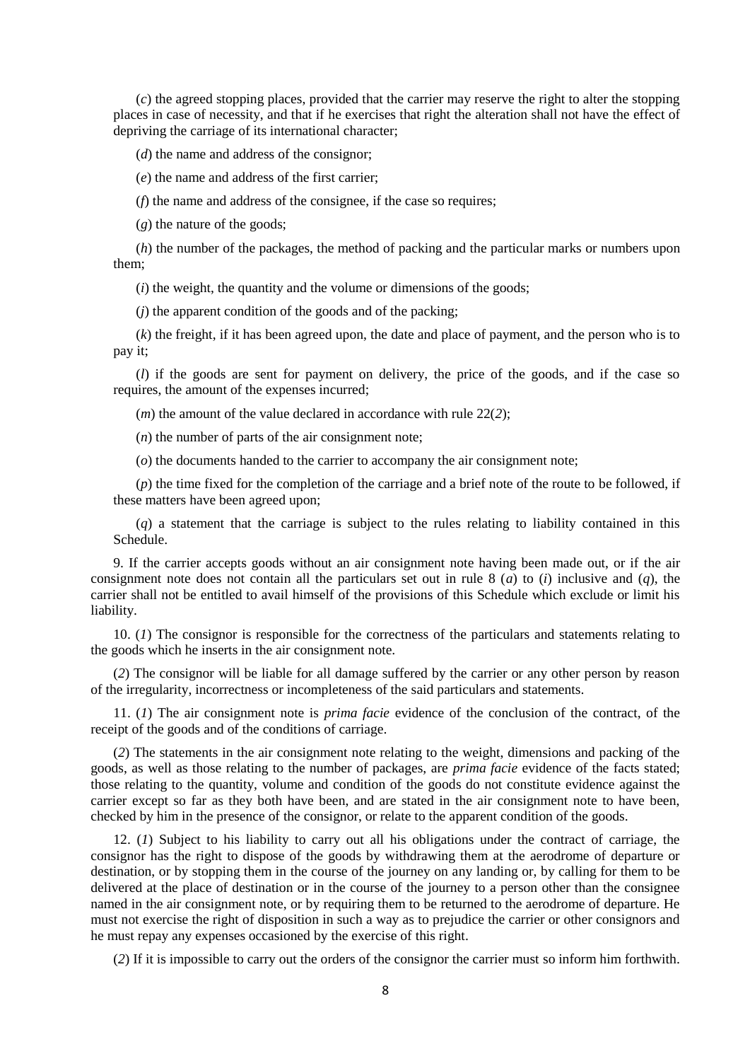(*c*) the agreed stopping places, provided that the carrier may reserve the right to alter the stopping places in case of necessity, and that if he exercises that right the alteration shall not have the effect of depriving the carriage of its international character;

(*d*) the name and address of the consignor;

(*e*) the name and address of the first carrier;

(*f*) the name and address of the consignee, if the case so requires;

(*g*) the nature of the goods;

(*h*) the number of the packages, the method of packing and the particular marks or numbers upon them;

(*i*) the weight, the quantity and the volume or dimensions of the goods;

(*j*) the apparent condition of the goods and of the packing;

(*k*) the freight, if it has been agreed upon, the date and place of payment, and the person who is to pay it;

(*l*) if the goods are sent for payment on delivery, the price of the goods, and if the case so requires, the amount of the expenses incurred;

(*m*) the amount of the value declared in accordance with rule 22(*2*);

(*n*) the number of parts of the air consignment note;

(*o*) the documents handed to the carrier to accompany the air consignment note;

(*p*) the time fixed for the completion of the carriage and a brief note of the route to be followed, if these matters have been agreed upon;

(*q*) a statement that the carriage is subject to the rules relating to liability contained in this Schedule.

9. If the carrier accepts goods without an air consignment note having been made out, or if the air consignment note does not contain all the particulars set out in rule 8 (*a*) to (*i*) inclusive and (*q*), the carrier shall not be entitled to avail himself of the provisions of this Schedule which exclude or limit his liability.

10. (*1*) The consignor is responsible for the correctness of the particulars and statements relating to the goods which he inserts in the air consignment note.

(*2*) The consignor will be liable for all damage suffered by the carrier or any other person by reason of the irregularity, incorrectness or incompleteness of the said particulars and statements.

11. (*1*) The air consignment note is *prima facie* evidence of the conclusion of the contract, of the receipt of the goods and of the conditions of carriage.

(*2*) The statements in the air consignment note relating to the weight, dimensions and packing of the goods, as well as those relating to the number of packages, are *prima facie* evidence of the facts stated; those relating to the quantity, volume and condition of the goods do not constitute evidence against the carrier except so far as they both have been, and are stated in the air consignment note to have been, checked by him in the presence of the consignor, or relate to the apparent condition of the goods.

12. (*1*) Subject to his liability to carry out all his obligations under the contract of carriage, the consignor has the right to dispose of the goods by withdrawing them at the aerodrome of departure or destination, or by stopping them in the course of the journey on any landing or, by calling for them to be delivered at the place of destination or in the course of the journey to a person other than the consignee named in the air consignment note, or by requiring them to be returned to the aerodrome of departure. He must not exercise the right of disposition in such a way as to prejudice the carrier or other consignors and he must repay any expenses occasioned by the exercise of this right.

(*2*) If it is impossible to carry out the orders of the consignor the carrier must so inform him forthwith.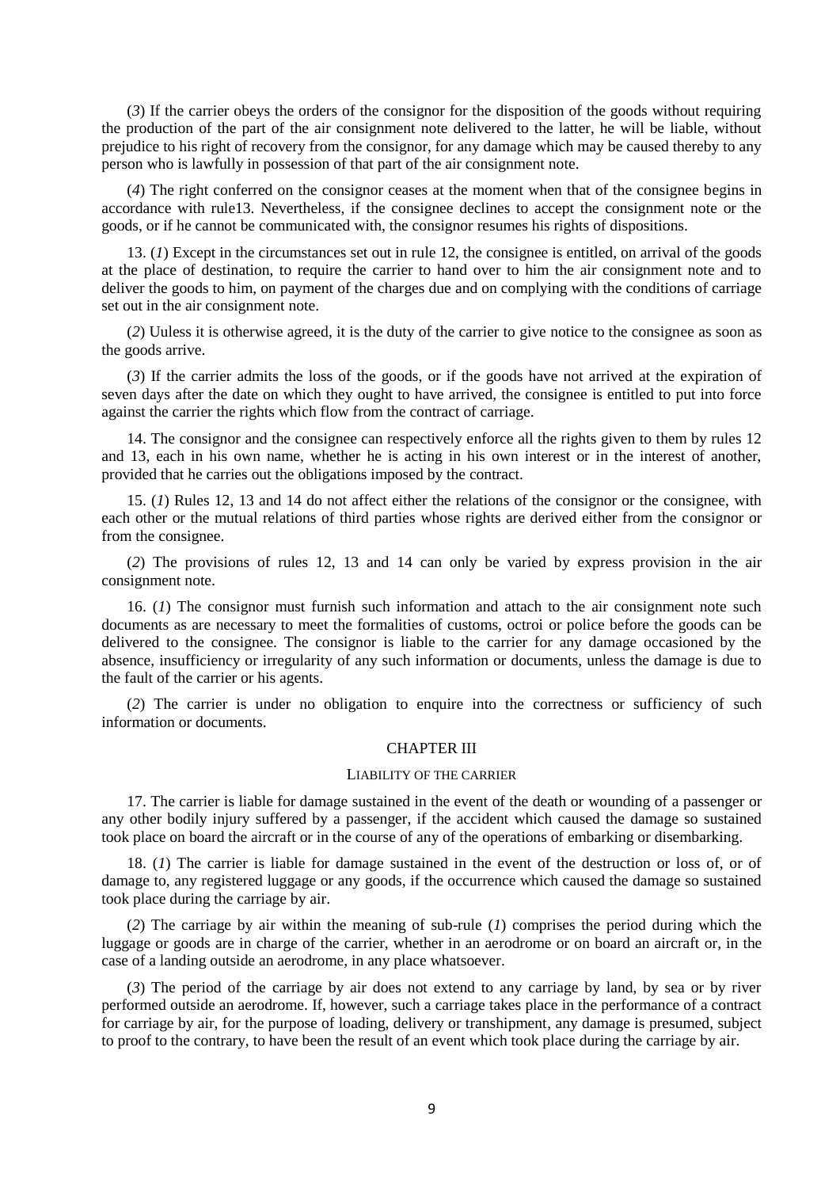(*3*) If the carrier obeys the orders of the consignor for the disposition of the goods without requiring the production of the part of the air consignment note delivered to the latter, he will be liable, without prejudice to his right of recovery from the consignor, for any damage which may be caused thereby to any person who is lawfully in possession of that part of the air consignment note.

(*4*) The right conferred on the consignor ceases at the moment when that of the consignee begins in accordance with rule13. Nevertheless, if the consignee declines to accept the consignment note or the goods, or if he cannot be communicated with, the consignor resumes his rights of dispositions.

13. (*1*) Except in the circumstances set out in rule 12, the consignee is entitled, on arrival of the goods at the place of destination, to require the carrier to hand over to him the air consignment note and to deliver the goods to him, on payment of the charges due and on complying with the conditions of carriage set out in the air consignment note.

(*2*) Uuless it is otherwise agreed, it is the duty of the carrier to give notice to the consignee as soon as the goods arrive.

(*3*) If the carrier admits the loss of the goods, or if the goods have not arrived at the expiration of seven days after the date on which they ought to have arrived, the consignee is entitled to put into force against the carrier the rights which flow from the contract of carriage.

14. The consignor and the consignee can respectively enforce all the rights given to them by rules 12 and 13, each in his own name, whether he is acting in his own interest or in the interest of another, provided that he carries out the obligations imposed by the contract.

15. (*1*) Rules 12, 13 and 14 do not affect either the relations of the consignor or the consignee, with each other or the mutual relations of third parties whose rights are derived either from the consignor or from the consignee.

(*2*) The provisions of rules 12, 13 and 14 can only be varied by express provision in the air consignment note.

16. (*1*) The consignor must furnish such information and attach to the air consignment note such documents as are necessary to meet the formalities of customs, octroi or police before the goods can be delivered to the consignee. The consignor is liable to the carrier for any damage occasioned by the absence, insufficiency or irregularity of any such information or documents, unless the damage is due to the fault of the carrier or his agents.

(*2*) The carrier is under no obligation to enquire into the correctness or sufficiency of such information or documents.

## CHAPTER III

### LIABILITY OF THE CARRIER

17. The carrier is liable for damage sustained in the event of the death or wounding of a passenger or any other bodily injury suffered by a passenger, if the accident which caused the damage so sustained took place on board the aircraft or in the course of any of the operations of embarking or disembarking.

18. (*1*) The carrier is liable for damage sustained in the event of the destruction or loss of, or of damage to, any registered luggage or any goods, if the occurrence which caused the damage so sustained took place during the carriage by air.

(*2*) The carriage by air within the meaning of sub-rule (*1*) comprises the period during which the luggage or goods are in charge of the carrier, whether in an aerodrome or on board an aircraft or, in the case of a landing outside an aerodrome, in any place whatsoever.

(*3*) The period of the carriage by air does not extend to any carriage by land, by sea or by river performed outside an aerodrome. If, however, such a carriage takes place in the performance of a contract for carriage by air, for the purpose of loading, delivery or transhipment, any damage is presumed, subject to proof to the contrary, to have been the result of an event which took place during the carriage by air.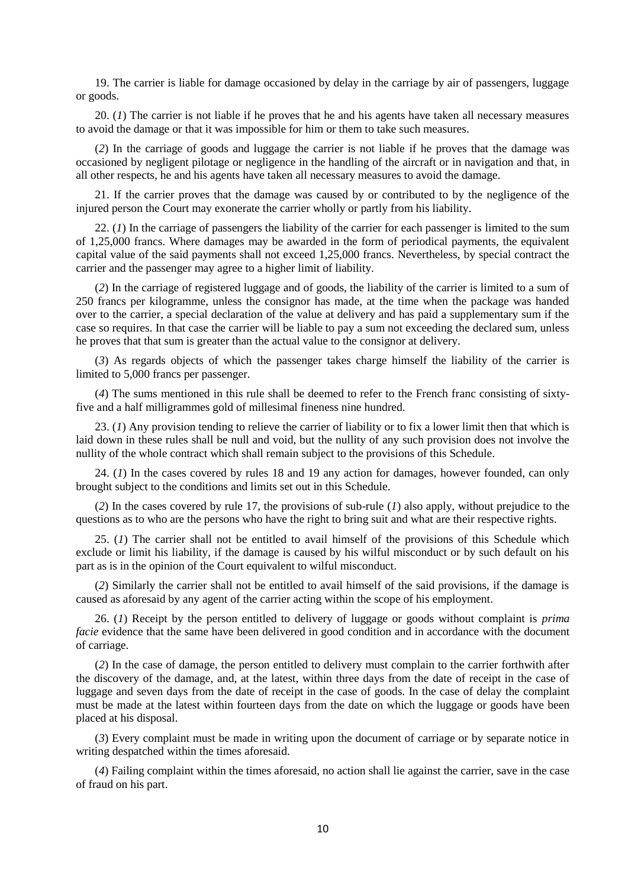19. The carrier is liable for damage occasioned by delay in the carriage by air of passengers, luggage or goods.

20. (*1*) The carrier is not liable if he proves that he and his agents have taken all necessary measures to avoid the damage or that it was impossible for him or them to take such measures.

(*2*) In the carriage of goods and luggage the carrier is not liable if he proves that the damage was occasioned by negligent pilotage or negligence in the handling of the aircraft or in navigation and that, in all other respects, he and his agents have taken all necessary measures to avoid the damage.

21. If the carrier proves that the damage was caused by or contributed to by the negligence of the injured person the Court may exonerate the carrier wholly or partly from his liability.

22. (*1*) In the carriage of passengers the liability of the carrier for each passenger is limited to the sum of 1,25,000 francs. Where damages may be awarded in the form of periodical payments, the equivalent capital value of the said payments shall not exceed 1,25,000 francs. Nevertheless, by special contract the carrier and the passenger may agree to a higher limit of liability.

(*2*) In the carriage of registered luggage and of goods, the liability of the carrier is limited to a sum of 250 francs per kilogramme, unless the consignor has made, at the time when the package was handed over to the carrier, a special declaration of the value at delivery and has paid a supplementary sum if the case so requires. In that case the carrier will be liable to pay a sum not exceeding the declared sum, unless he proves that that sum is greater than the actual value to the consignor at delivery.

(*3*) As regards objects of which the passenger takes charge himself the liability of the carrier is limited to 5,000 francs per passenger.

(*4*) The sums mentioned in this rule shall be deemed to refer to the French franc consisting of sixty-five and a half milligrammes gold of millesimal fineness nine hundred.

23. (*1*) Any provision tending to relieve the carrier of liability or to fix a lower limit then that which is laid down in these rules shall be null and void, but the nullity of any such provision does not involve the nullity of the whole contract which shall remain subject to the provisions of this Schedule.

24. (*1*) In the cases covered by rules 18 and 19 any action for damages, however founded, can only brought subject to the conditions and limits set out in this Schedule.

(*2*) In the cases covered by rule 17, the provisions of sub-rule (*1*) also apply, without prejudice to the questions as to who are the persons who have the right to bring suit and what are their respective rights.

25. (*1*) The carrier shall not be entitled to avail himself of the provisions of this Schedule which exclude or limit his liability, if the damage is caused by his wilful misconduct or by such default on his part as is in the opinion of the Court equivalent to wilful misconduct.

(*2*) Similarly the carrier shall not be entitled to avail himself of the said provisions, if the damage is caused as aforesaid by any agent of the carrier acting within the scope of his employment.

26. (*1*) Receipt by the person entitled to delivery of luggage or goods without complaint is *prima facie* evidence that the same have been delivered in good condition and in accordance with the document of carriage.

(*2*) In the case of damage, the person entitled to delivery must complain to the carrier forthwith after the discovery of the damage, and, at the latest, within three days from the date of receipt in the case of luggage and seven days from the date of receipt in the case of goods. In the case of delay the complaint must be made at the latest within fourteen days from the date on which the luggage or goods have been placed at his disposal.

(*3*) Every complaint must be made in writing upon the document of carriage or by separate notice in writing despatched within the times aforesaid.

(*4*) Failing complaint within the times aforesaid, no action shall lie against the carrier, save in the case of fraud on his part.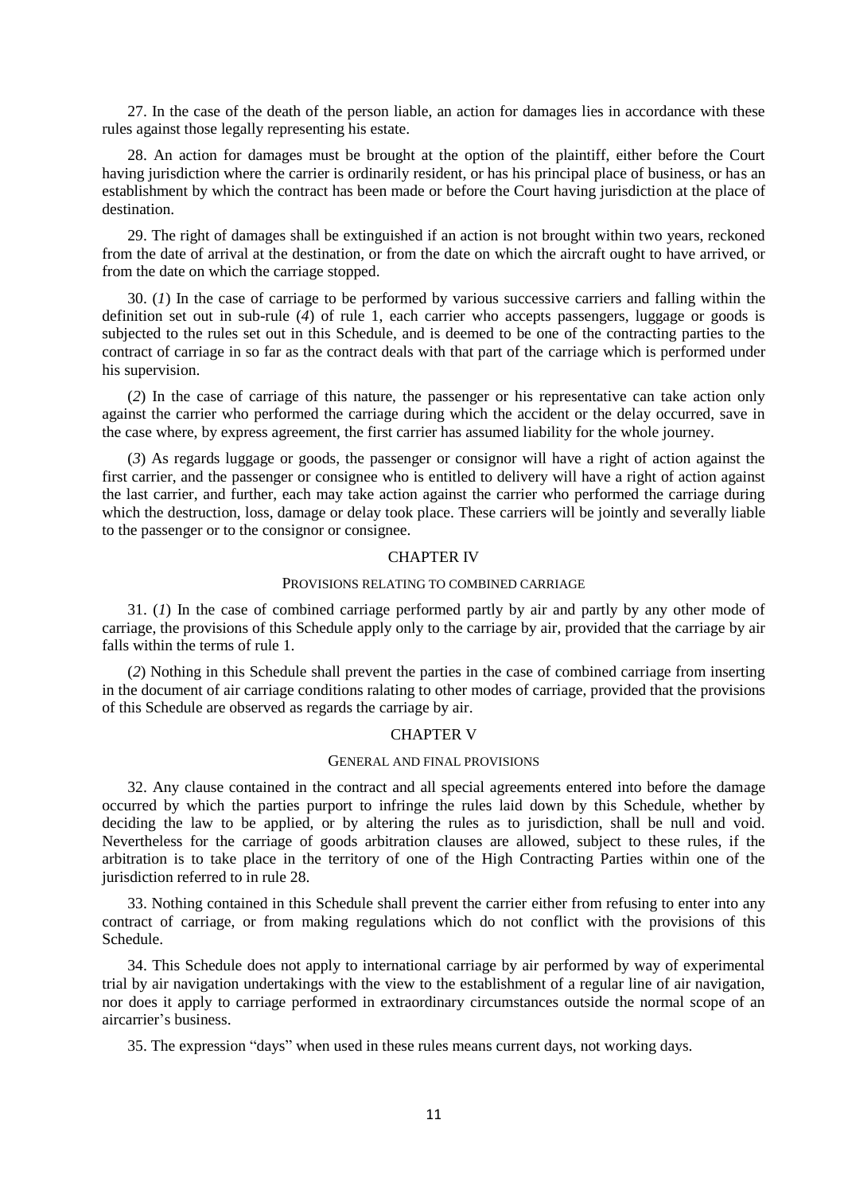27. In the case of the death of the person liable, an action for damages lies in accordance with these rules against those legally representing his estate.

28. An action for damages must be brought at the option of the plaintiff, either before the Court having jurisdiction where the carrier is ordinarily resident, or has his principal place of business, or has an establishment by which the contract has been made or before the Court having jurisdiction at the place of destination.

29. The right of damages shall be extinguished if an action is not brought within two years, reckoned from the date of arrival at the destination, or from the date on which the aircraft ought to have arrived, or from the date on which the carriage stopped.

30. (*1*) In the case of carriage to be performed by various successive carriers and falling within the definition set out in sub-rule (*4*) of rule 1, each carrier who accepts passengers, luggage or goods is subjected to the rules set out in this Schedule, and is deemed to be one of the contracting parties to the contract of carriage in so far as the contract deals with that part of the carriage which is performed under his supervision.

(*2*) In the case of carriage of this nature, the passenger or his representative can take action only against the carrier who performed the carriage during which the accident or the delay occurred, save in the case where, by express agreement, the first carrier has assumed liability for the whole journey.

(*3*) As regards luggage or goods, the passenger or consignor will have a right of action against the first carrier, and the passenger or consignee who is entitled to delivery will have a right of action against the last carrier, and further, each may take action against the carrier who performed the carriage during which the destruction, loss, damage or delay took place. These carriers will be jointly and severally liable to the passenger or to the consignor or consignee.

## CHAPTER IV

### PROVISIONS RELATING TO COMBINED CARRIAGE

31. (*1*) In the case of combined carriage performed partly by air and partly by any other mode of carriage, the provisions of this Schedule apply only to the carriage by air, provided that the carriage by air falls within the terms of rule 1.

(*2*) Nothing in this Schedule shall prevent the parties in the case of combined carriage from inserting in the document of air carriage conditions ralating to other modes of carriage, provided that the provisions of this Schedule are observed as regards the carriage by air.

## CHAPTER V

### GENERAL AND FINAL PROVISIONS

32. Any clause contained in the contract and all special agreements entered into before the damage occurred by which the parties purport to infringe the rules laid down by this Schedule, whether by deciding the law to be applied, or by altering the rules as to jurisdiction, shall be null and void. Nevertheless for the carriage of goods arbitration clauses are allowed, subject to these rules, if the arbitration is to take place in the territory of one of the High Contracting Parties within one of the jurisdiction referred to in rule 28.

33. Nothing contained in this Schedule shall prevent the carrier either from refusing to enter into any contract of carriage, or from making regulations which do not conflict with the provisions of this Schedule.

34. This Schedule does not apply to international carriage by air performed by way of experimental trial by air navigation undertakings with the view to the establishment of a regular line of air navigation, nor does it apply to carriage performed in extraordinary circumstances outside the normal scope of an aircarrier's business.

35. The expression "days" when used in these rules means current days, not working days.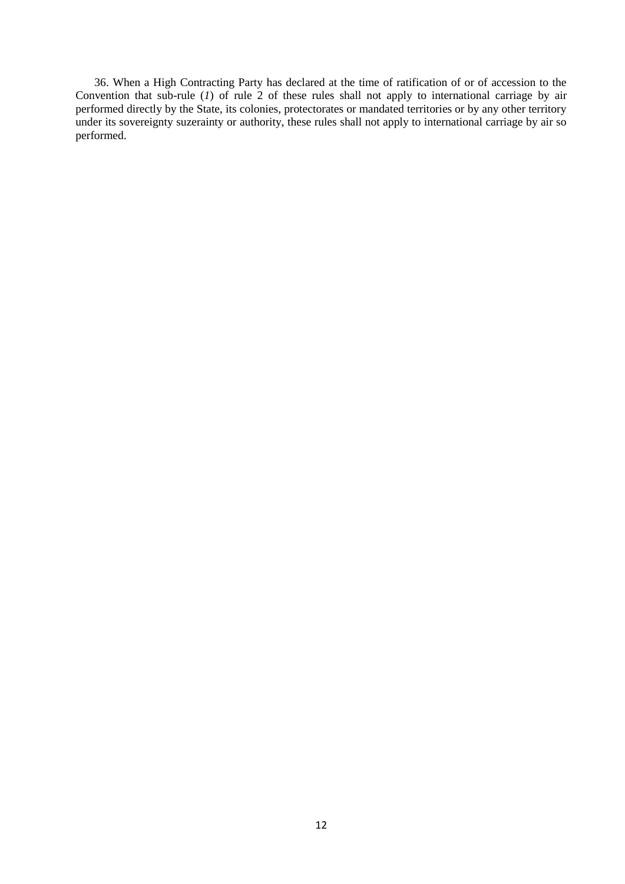36. When a High Contracting Party has declared at the time of ratification of or of accession to the Convention that sub-rule (*1*) of rule 2 of these rules shall not apply to international carriage by air performed directly by the State, its colonies, protectorates or mandated territories or by any other territory under its sovereignty suzerainty or authority, these rules shall not apply to international carriage by air so performed.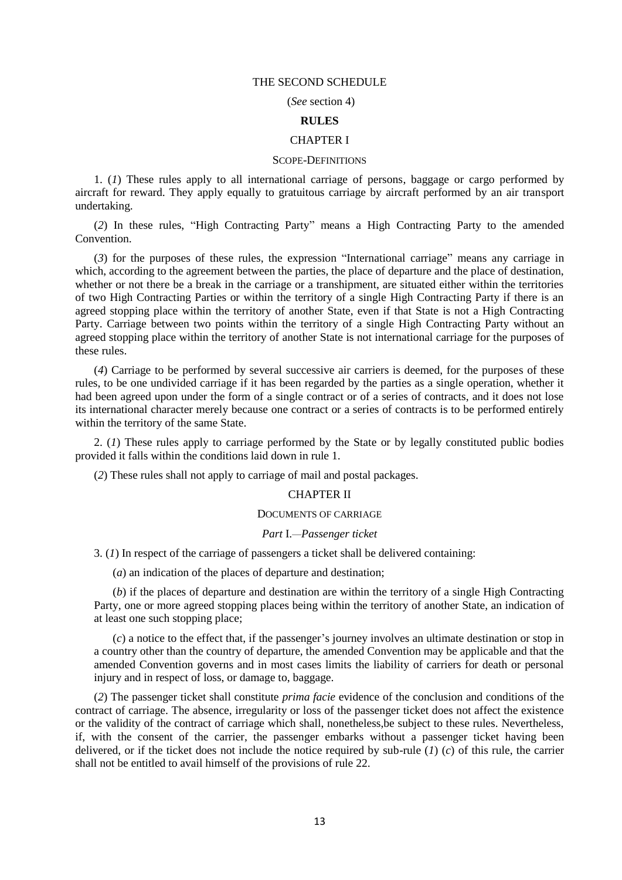THE SECOND SCHEDULE

(*See* section 4)

**RULES**

CHAPTER I

SCOPE-DEFINITIONS

1. (*1*) These rules apply to all international carriage of persons, baggage or cargo performed by aircraft for reward. They apply equally to gratuitous carriage by aircraft performed by an air transport undertaking.

(*2*) In these rules, "High Contracting Party" means a High Contracting Party to the amended Convention.

(*3*) for the purposes of these rules, the expression "International carriage" means any carriage in which, according to the agreement between the parties, the place of departure and the place of destination, whether or not there be a break in the carriage or a transhipment, are situated either within the territories of two High Contracting Parties or within the territory of a single High Contracting Party if there is an agreed stopping place within the territory of another State, even if that State is not a High Contracting Party. Carriage between two points within the territory of a single High Contracting Party without an agreed stopping place within the territory of another State is not international carriage for the purposes of these rules.

(*4*) Carriage to be performed by several successive air carriers is deemed, for the purposes of these rules, to be one undivided carriage if it has been regarded by the parties as a single operation, whether it had been agreed upon under the form of a single contract or of a series of contracts, and it does not lose its international character merely because one contract or a series of contracts is to be performed entirely within the territory of the same State.

2. (*1*) These rules apply to carriage performed by the State or by legally constituted public bodies provided it falls within the conditions laid down in rule 1.

(*2*) These rules shall not apply to carriage of mail and postal packages.

CHAPTER II

DOCUMENTS OF CARRIAGE

*Part* I.—*Passenger ticket*

3. (*1*) In respect of the carriage of passengers a ticket shall be delivered containing:

(*a*) an indication of the places of departure and destination;

(*b*) if the places of departure and destination are within the territory of a single High Contracting Party, one or more agreed stopping places being within the territory of another State, an indication of at least one such stopping place;

(*c*) a notice to the effect that, if the passenger's journey involves an ultimate destination or stop in a country other than the country of departure, the amended Convention may be applicable and that the amended Convention governs and in most cases limits the liability of carriers for death or personal injury and in respect of loss, or damage to, baggage.

(*2*) The passenger ticket shall constitute *prima facie* evidence of the conclusion and conditions of the contract of carriage. The absence, irregularity or loss of the passenger ticket does not affect the existence or the validity of the contract of carriage which shall, nonetheless,be subject to these rules. Nevertheless, if, with the consent of the carrier, the passenger embarks without a passenger ticket having been delivered, or if the ticket does not include the notice required by sub-rule (*1*) (*c*) of this rule, the carrier shall not be entitled to avail himself of the provisions of rule 22.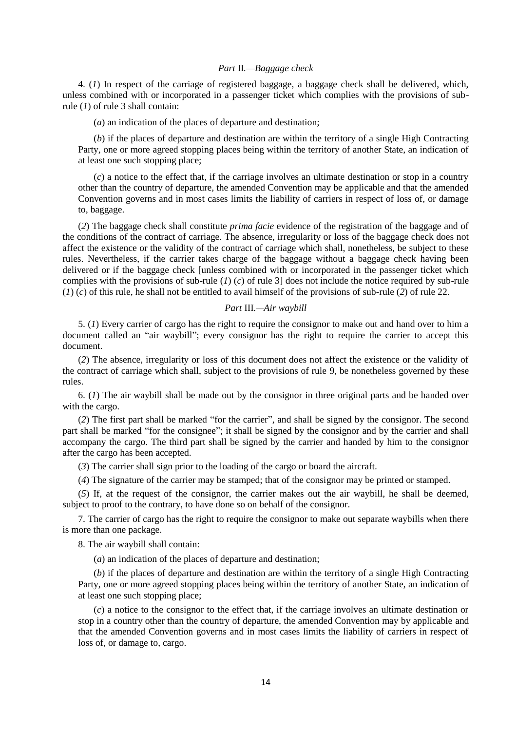*Part* II.—*Baggage check*

4. (*1*) In respect of the carriage of registered baggage, a baggage check shall be delivered, which, unless combined with or incorporated in a passenger ticket which complies with the provisions of sub-rule (*1*) of rule 3 shall contain:

(*a*) an indication of the places of departure and destination;

(*b*) if the places of departure and destination are within the territory of a single High Contracting Party, one or more agreed stopping places being within the territory of another State, an indication of at least one such stopping place;

(*c*) a notice to the effect that, if the carriage involves an ultimate destination or stop in a country other than the country of departure, the amended Convention may be applicable and that the amended Convention governs and in most cases limits the liability of carriers in respect of loss of, or damage to, baggage.

(*2*) The baggage check shall constitute *prima facie* evidence of the registration of the baggage and of the conditions of the contract of carriage. The absence, irregularity or loss of the baggage check does not affect the existence or the validity of the contract of carriage which shall, nonetheless, be subject to these rules. Nevertheless, if the carrier takes charge of the baggage without a baggage check having been delivered or if the baggage check [unless combined with or incorporated in the passenger ticket which complies with the provisions of sub-rule (*1*) (*c*) of rule 3] does not include the notice required by sub-rule (*1*) (*c*) of this rule, he shall not be entitled to avail himself of the provisions of sub-rule (*2*) of rule 22.

*Part* III.—*Air waybill*

5. (*1*) Every carrier of cargo has the right to require the consignor to make out and hand over to him a document called an "air waybill"; every consignor has the right to require the carrier to accept this document.

(*2*) The absence, irregularity or loss of this document does not affect the existence or the validity of the contract of carriage which shall, subject to the provisions of rule 9, be nonetheless governed by these rules.

6. (*1*) The air waybill shall be made out by the consignor in three original parts and be handed over with the cargo.

(*2*) The first part shall be marked "for the carrier", and shall be signed by the consignor. The second part shall be marked "for the consignee"; it shall be signed by the consignor and by the carrier and shall accompany the cargo. The third part shall be signed by the carrier and handed by him to the consignor after the cargo has been accepted.

(*3*) The carrier shall sign prior to the loading of the cargo or board the aircraft.

(*4*) The signature of the carrier may be stamped; that of the consignor may be printed or stamped.

(*5*) If, at the request of the consignor, the carrier makes out the air waybill, he shall be deemed, subject to proof to the contrary, to have done so on behalf of the consignor.

7. The carrier of cargo has the right to require the consignor to make out separate waybills when there is more than one package.

8. The air waybill shall contain:

(*a*) an indication of the places of departure and destination;

(*b*) if the places of departure and destination are within the territory of a single High Contracting Party, one or more agreed stopping places being within the territory of another State, an indication of at least one such stopping place;

(*c*) a notice to the consignor to the effect that, if the carriage involves an ultimate destination or stop in a country other than the country of departure, the amended Convention may by applicable and that the amended Convention governs and in most cases limits the liability of carriers in respect of loss of, or damage to, cargo.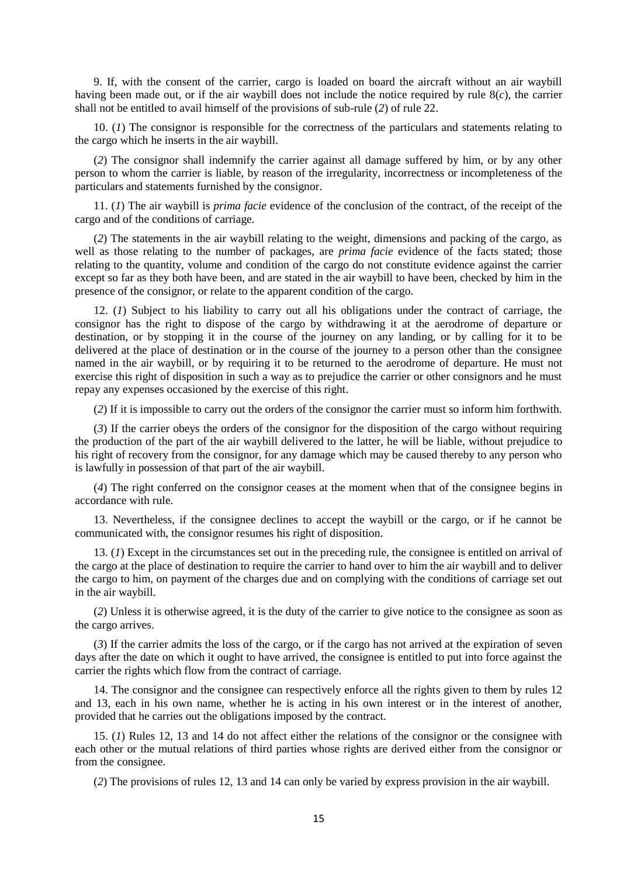9. If, with the consent of the carrier, cargo is loaded on board the aircraft without an air waybill having been made out, or if the air waybill does not include the notice required by rule 8(*c*), the carrier shall not be entitled to avail himself of the provisions of sub-rule (*2*) of rule 22.

10. (*1*) The consignor is responsible for the correctness of the particulars and statements relating to the cargo which he inserts in the air waybill.

(*2*) The consignor shall indemnify the carrier against all damage suffered by him, or by any other person to whom the carrier is liable, by reason of the irregularity, incorrectness or incompleteness of the particulars and statements furnished by the consignor.

11. (*1*) The air waybill is *prima facie* evidence of the conclusion of the contract, of the receipt of the cargo and of the conditions of carriage.

(*2*) The statements in the air waybill relating to the weight, dimensions and packing of the cargo, as well as those relating to the number of packages, are *prima facie* evidence of the facts stated; those relating to the quantity, volume and condition of the cargo do not constitute evidence against the carrier except so far as they both have been, and are stated in the air waybill to have been, checked by him in the presence of the consignor, or relate to the apparent condition of the cargo.

12. (*1*) Subject to his liability to carry out all his obligations under the contract of carriage, the consignor has the right to dispose of the cargo by withdrawing it at the aerodrome of departure or destination, or by stopping it in the course of the journey on any landing, or by calling for it to be delivered at the place of destination or in the course of the journey to a person other than the consignee named in the air waybill, or by requiring it to be returned to the aerodrome of departure. He must not exercise this right of disposition in such a way as to prejudice the carrier or other consignors and he must repay any expenses occasioned by the exercise of this right.

(*2*) If it is impossible to carry out the orders of the consignor the carrier must so inform him forthwith.

(*3*) If the carrier obeys the orders of the consignor for the disposition of the cargo without requiring the production of the part of the air waybill delivered to the latter, he will be liable, without prejudice to his right of recovery from the consignor, for any damage which may be caused thereby to any person who is lawfully in possession of that part of the air waybill.

(*4*) The right conferred on the consignor ceases at the moment when that of the consignee begins in accordance with rule.

13. Nevertheless, if the consignee declines to accept the waybill or the cargo, or if he cannot be communicated with, the consignor resumes his right of disposition.

13. (*1*) Except in the circumstances set out in the preceding rule, the consignee is entitled on arrival of the cargo at the place of destination to require the carrier to hand over to him the air waybill and to deliver the cargo to him, on payment of the charges due and on complying with the conditions of carriage set out in the air waybill.

(*2*) Unless it is otherwise agreed, it is the duty of the carrier to give notice to the consignee as soon as the cargo arrives.

(*3*) If the carrier admits the loss of the cargo, or if the cargo has not arrived at the expiration of seven days after the date on which it ought to have arrived, the consignee is entitled to put into force against the carrier the rights which flow from the contract of carriage.

14. The consignor and the consignee can respectively enforce all the rights given to them by rules 12 and 13, each in his own name, whether he is acting in his own interest or in the interest of another, provided that he carries out the obligations imposed by the contract.

15. (*1*) Rules 12, 13 and 14 do not affect either the relations of the consignor or the consignee with each other or the mutual relations of third parties whose rights are derived either from the consignor or from the consignee.

(*2*) The provisions of rules 12, 13 and 14 can only be varied by express provision in the air waybill.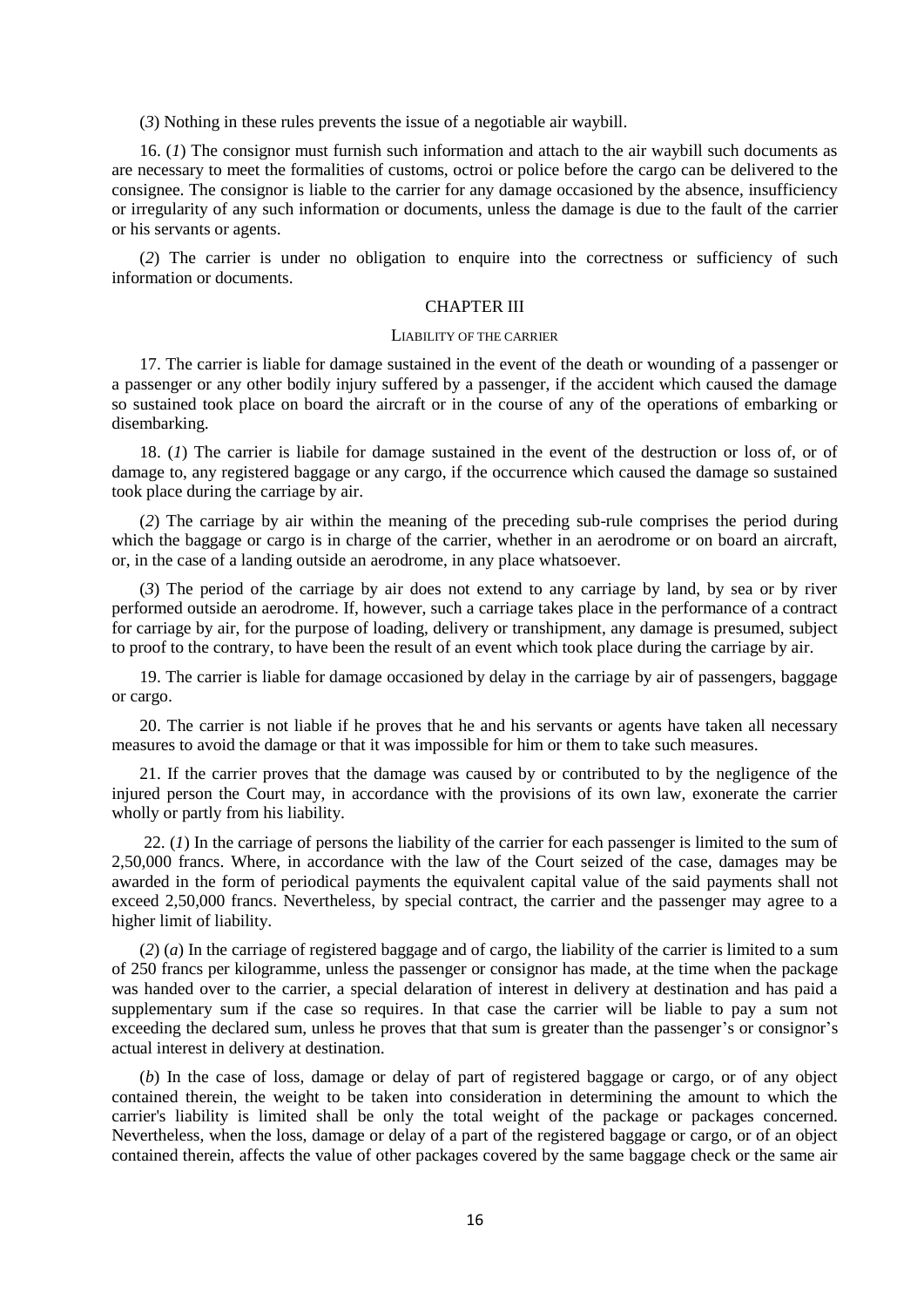(*3*) Nothing in these rules prevents the issue of a negotiable air waybill.

16. (*1*) The consignor must furnish such information and attach to the air waybill such documents as are necessary to meet the formalities of customs, octroi or police before the cargo can be delivered to the consignee. The consignor is liable to the carrier for any damage occasioned by the absence, insufficiency or irregularity of any such information or documents, unless the damage is due to the fault of the carrier or his servants or agents.

(*2*) The carrier is under no obligation to enquire into the correctness or sufficiency of such information or documents.

## CHAPTER III

### LIABILITY OF THE CARRIER

17. The carrier is liable for damage sustained in the event of the death or wounding of a passenger or a passenger or any other bodily injury suffered by a passenger, if the accident which caused the damage so sustained took place on board the aircraft or in the course of any of the operations of embarking or disembarking.

18. (*1*) The carrier is liabile for damage sustained in the event of the destruction or loss of, or of damage to, any registered baggage or any cargo, if the occurrence which caused the damage so sustained took place during the carriage by air.

(*2*) The carriage by air within the meaning of the preceding sub-rule comprises the period during which the baggage or cargo is in charge of the carrier, whether in an aerodrome or on board an aircraft, or, in the case of a landing outside an aerodrome, in any place whatsoever.

(*3*) The period of the carriage by air does not extend to any carriage by land, by sea or by river performed outside an aerodrome. If, however, such a carriage takes place in the performance of a contract for carriage by air, for the purpose of loading, delivery or transhipment, any damage is presumed, subject to proof to the contrary, to have been the result of an event which took place during the carriage by air.

19. The carrier is liable for damage occasioned by delay in the carriage by air of passengers, baggage or cargo.

20. The carrier is not liable if he proves that he and his servants or agents have taken all necessary measures to avoid the damage or that it was impossible for him or them to take such measures.

21. If the carrier proves that the damage was caused by or contributed to by the negligence of the injured person the Court may, in accordance with the provisions of its own law, exonerate the carrier wholly or partly from his liability.

22. (*1*) In the carriage of persons the liability of the carrier for each passenger is limited to the sum of 2,50,000 francs. Where, in accordance with the law of the Court seized of the case, damages may be awarded in the form of periodical payments the equivalent capital value of the said payments shall not exceed 2,50,000 francs. Nevertheless, by special contract, the carrier and the passenger may agree to a higher limit of liability.

(*2*) (*a*) In the carriage of registered baggage and of cargo, the liability of the carrier is limited to a sum of 250 francs per kilogramme, unless the passenger or consignor has made, at the time when the package was handed over to the carrier, a special delaration of interest in delivery at destination and has paid a supplementary sum if the case so requires. In that case the carrier will be liable to pay a sum not exceeding the declared sum, unless he proves that that sum is greater than the passenger's or consignor's actual interest in delivery at destination.

(*b*) In the case of loss, damage or delay of part of registered baggage or cargo, or of any object contained therein, the weight to be taken into consideration in determining the amount to which the carrier's liability is limited shall be only the total weight of the package or packages concerned. Nevertheless, when the loss, damage or delay of a part of the registered baggage or cargo, or of an object contained therein, affects the value of other packages covered by the same baggage check or the same air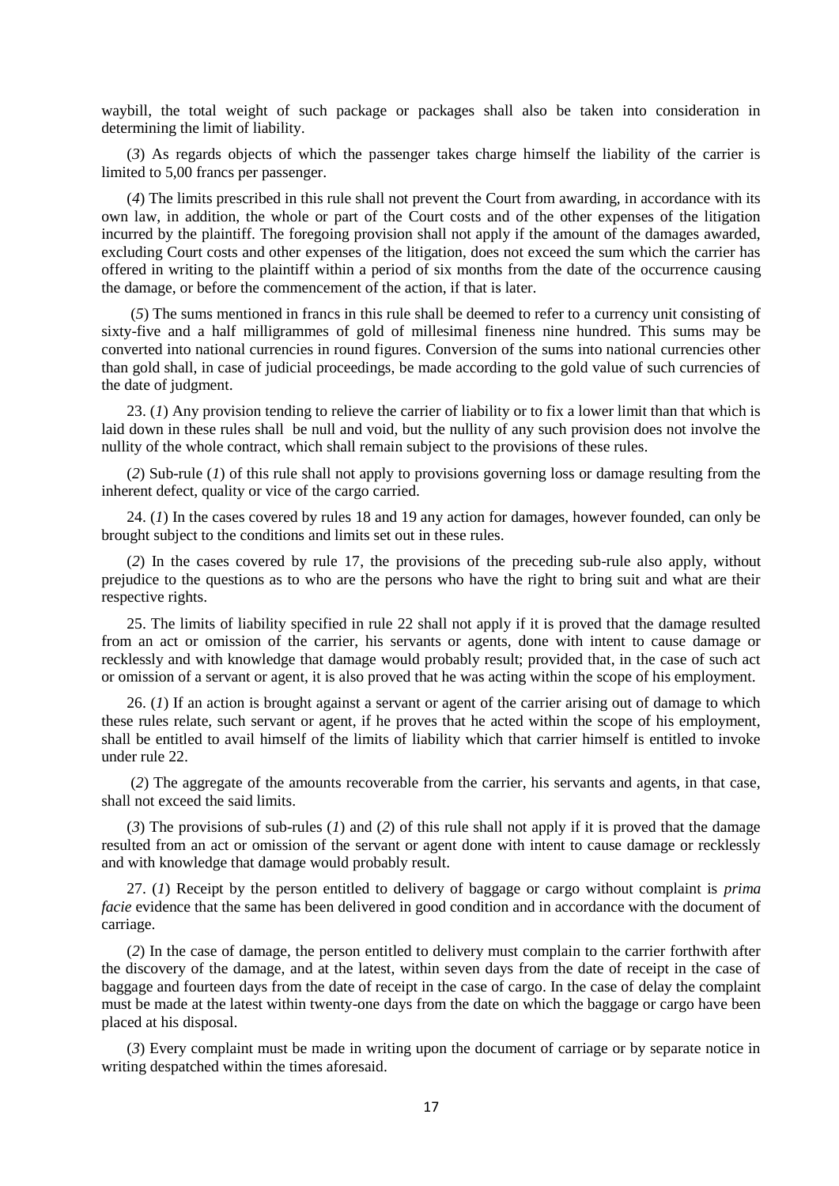waybill, the total weight of such package or packages shall also be taken into consideration in determining the limit of liability.

(*3*) As regards objects of which the passenger takes charge himself the liability of the carrier is limited to 5,00 francs per passenger.

(*4*) The limits prescribed in this rule shall not prevent the Court from awarding, in accordance with its own law, in addition, the whole or part of the Court costs and of the other expenses of the litigation incurred by the plaintiff. The foregoing provision shall not apply if the amount of the damages awarded, excluding Court costs and other expenses of the litigation, does not exceed the sum which the carrier has offered in writing to the plaintiff within a period of six months from the date of the occurrence causing the damage, or before the commencement of the action, if that is later.

(*5*) The sums mentioned in francs in this rule shall be deemed to refer to a currency unit consisting of sixty-five and a half milligrammes of gold of millesimal fineness nine hundred. This sums may be converted into national currencies in round figures. Conversion of the sums into national currencies other than gold shall, in case of judicial proceedings, be made according to the gold value of such currencies of the date of judgment.

23. (*1*) Any provision tending to relieve the carrier of liability or to fix a lower limit than that which is laid down in these rules shall be null and void, but the nullity of any such provision does not involve the nullity of the whole contract, which shall remain subject to the provisions of these rules.

(*2*) Sub-rule (*1*) of this rule shall not apply to provisions governing loss or damage resulting from the inherent defect, quality or vice of the cargo carried.

24. (*1*) In the cases covered by rules 18 and 19 any action for damages, however founded, can only be brought subject to the conditions and limits set out in these rules.

(*2*) In the cases covered by rule 17, the provisions of the preceding sub-rule also apply, without prejudice to the questions as to who are the persons who have the right to bring suit and what are their respective rights.

25. The limits of liability specified in rule 22 shall not apply if it is proved that the damage resulted from an act or omission of the carrier, his servants or agents, done with intent to cause damage or recklessly and with knowledge that damage would probably result; provided that, in the case of such act or omission of a servant or agent, it is also proved that he was acting within the scope of his employment.

26. (*1*) If an action is brought against a servant or agent of the carrier arising out of damage to which these rules relate, such servant or agent, if he proves that he acted within the scope of his employment, shall be entitled to avail himself of the limits of liability which that carrier himself is entitled to invoke under rule 22.

(*2*) The aggregate of the amounts recoverable from the carrier, his servants and agents, in that case, shall not exceed the said limits.

(*3*) The provisions of sub-rules (*1*) and (*2*) of this rule shall not apply if it is proved that the damage resulted from an act or omission of the servant or agent done with intent to cause damage or recklessly and with knowledge that damage would probably result.

27. (*1*) Receipt by the person entitled to delivery of baggage or cargo without complaint is *prima facie* evidence that the same has been delivered in good condition and in accordance with the document of carriage.

(*2*) In the case of damage, the person entitled to delivery must complain to the carrier forthwith after the discovery of the damage, and at the latest, within seven days from the date of receipt in the case of baggage and fourteen days from the date of receipt in the case of cargo. In the case of delay the complaint must be made at the latest within twenty-one days from the date on which the baggage or cargo have been placed at his disposal.

(*3*) Every complaint must be made in writing upon the document of carriage or by separate notice in writing despatched within the times aforesaid.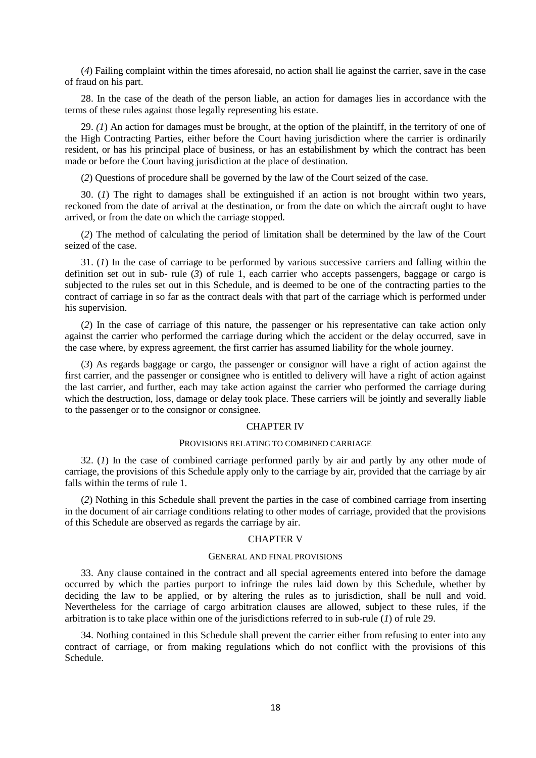(*4*) Failing complaint within the times aforesaid, no action shall lie against the carrier, save in the case of fraud on his part.

28. In the case of the death of the person liable, an action for damages lies in accordance with the terms of these rules against those legally representing his estate.

29. *(1*) An action for damages must be brought, at the option of the plaintiff, in the territory of one of the High Contracting Parties, either before the Court having jurisdiction where the carrier is ordinarily resident, or has his principal place of business, or has an estabilishment by which the contract has been made or before the Court having jurisdiction at the place of destination.

(*2*) Questions of procedure shall be governed by the law of the Court seized of the case.

30. (*1*) The right to damages shall be extinguished if an action is not brought within two years, reckoned from the date of arrival at the destination, or from the date on which the aircraft ought to have arrived, or from the date on which the carriage stopped.

(*2*) The method of calculating the period of limitation shall be determined by the law of the Court seized of the case.

31. (*1*) In the case of carriage to be performed by various successive carriers and falling within the definition set out in sub- rule (*3*) of rule 1, each carrier who accepts passengers, baggage or cargo is subjected to the rules set out in this Schedule, and is deemed to be one of the contracting parties to the contract of carriage in so far as the contract deals with that part of the carriage which is performed under his supervision.

(*2*) In the case of carriage of this nature, the passenger or his representative can take action only against the carrier who performed the carriage during which the accident or the delay occurred, save in the case where, by express agreement, the first carrier has assumed liability for the whole journey.

(*3*) As regards baggage or cargo, the passenger or consignor will have a right of action against the first carrier, and the passenger or consignee who is entitled to delivery will have a right of action against the last carrier, and further, each may take action against the carrier who performed the carriage during which the destruction, loss, damage or delay took place. These carriers will be jointly and severally liable to the passenger or to the consignor or consignee.

## CHAPTER IV

### PROVISIONS RELATING TO COMBINED CARRIAGE

32. (*1*) In the case of combined carriage performed partly by air and partly by any other mode of carriage, the provisions of this Schedule apply only to the carriage by air, provided that the carriage by air falls within the terms of rule 1.

(*2*) Nothing in this Schedule shall prevent the parties in the case of combined carriage from inserting in the document of air carriage conditions relating to other modes of carriage, provided that the provisions of this Schedule are observed as regards the carriage by air.

## CHAPTER V

### GENERAL AND FINAL PROVISIONS

33. Any clause contained in the contract and all special agreements entered into before the damage occurred by which the parties purport to infringe the rules laid down by this Schedule, whether by deciding the law to be applied, or by altering the rules as to jurisdiction, shall be null and void. Nevertheless for the carriage of cargo arbitration clauses are allowed, subject to these rules, if the arbitration is to take place within one of the jurisdictions referred to in sub-rule (*1*) of rule 29.

34. Nothing contained in this Schedule shall prevent the carrier either from refusing to enter into any contract of carriage, or from making regulations which do not conflict with the provisions of this Schedule.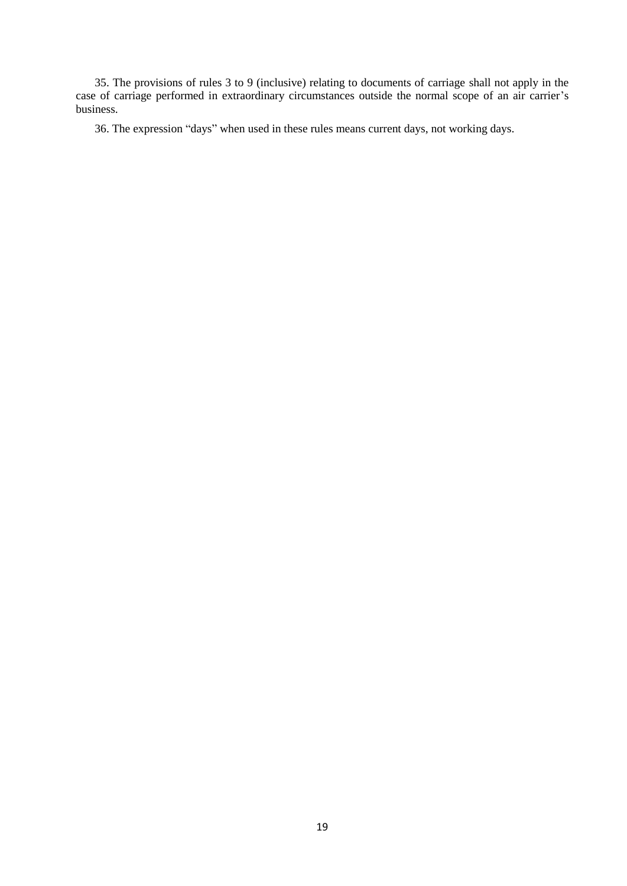35. The provisions of rules 3 to 9 (inclusive) relating to documents of carriage shall not apply in the case of carriage performed in extraordinary circumstances outside the normal scope of an air carrier's business.

36. The expression "days" when used in these rules means current days, not working days.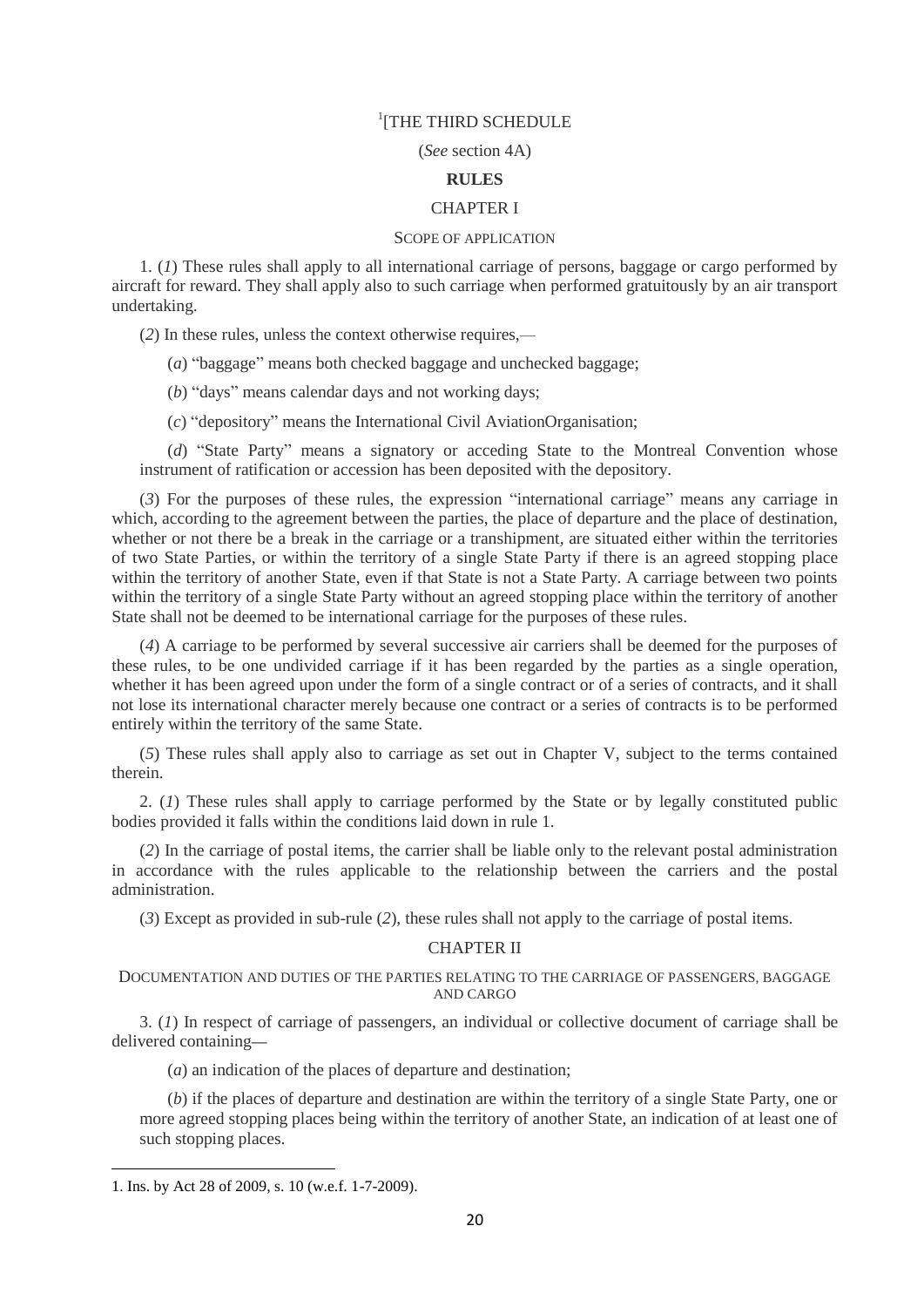[1][THE THIRD SCHEDULE

(*See* section 4A)

**RULES**

CHAPTER I

SCOPE OF APPLICATION

1. (*1*) These rules shall apply to all international carriage of persons, baggage or cargo performed by aircraft for reward. They shall apply also to such carriage when performed gratuitously by an air transport undertaking.

(*2*) In these rules, unless the context otherwise requires,—

(*a*) "baggage" means both checked baggage and unchecked baggage;

(*b*) "days" means calendar days and not working days;

(*c*) "depository" means the International Civil AviationOrganisation;

(*d*) "State Party" means a signatory or acceding State to the Montreal Convention whose instrument of ratification or accession has been deposited with the depository.

(*3*) For the purposes of these rules, the expression "international carriage" means any carriage in which, according to the agreement between the parties, the place of departure and the place of destination, whether or not there be a break in the carriage or a transhipment, are situated either within the territories of two State Parties, or within the territory of a single State Party if there is an agreed stopping place within the territory of another State, even if that State is not a State Party. A carriage between two points within the territory of a single State Party without an agreed stopping place within the territory of another State shall not be deemed to be international carriage for the purposes of these rules.

(*4*) A carriage to be performed by several successive air carriers shall be deemed for the purposes of these rules, to be one undivided carriage if it has been regarded by the parties as a single operation, whether it has been agreed upon under the form of a single contract or of a series of contracts, and it shall not lose its international character merely because one contract or a series of contracts is to be performed entirely within the territory of the same State.

(*5*) These rules shall apply also to carriage as set out in Chapter V, subject to the terms contained therein.

2. (*1*) These rules shall apply to carriage performed by the State or by legally constituted public bodies provided it falls within the conditions laid down in rule 1.

(*2*) In the carriage of postal items, the carrier shall be liable only to the relevant postal administration in accordance with the rules applicable to the relationship between the carriers and the postal administration.

(*3*) Except as provided in sub-rule (*2*), these rules shall not apply to the carriage of postal items.

CHAPTER II

DOCUMENTATION AND DUTIES OF THE PARTIES RELATING TO THE CARRIAGE OF PASSENGERS, BAGGAGE AND CARGO

3. (*1*) In respect of carriage of passengers, an individual or collective document of carriage shall be delivered containing—

(*a*) an indication of the places of departure and destination;

(*b*) if the places of departure and destination are within the territory of a single State Party, one or more agreed stopping places being within the territory of another State, an indication of at least one of such stopping places.

---

1. Ins. by Act 28 of 2009, s. 10 (w.e.f. 1-7-2009).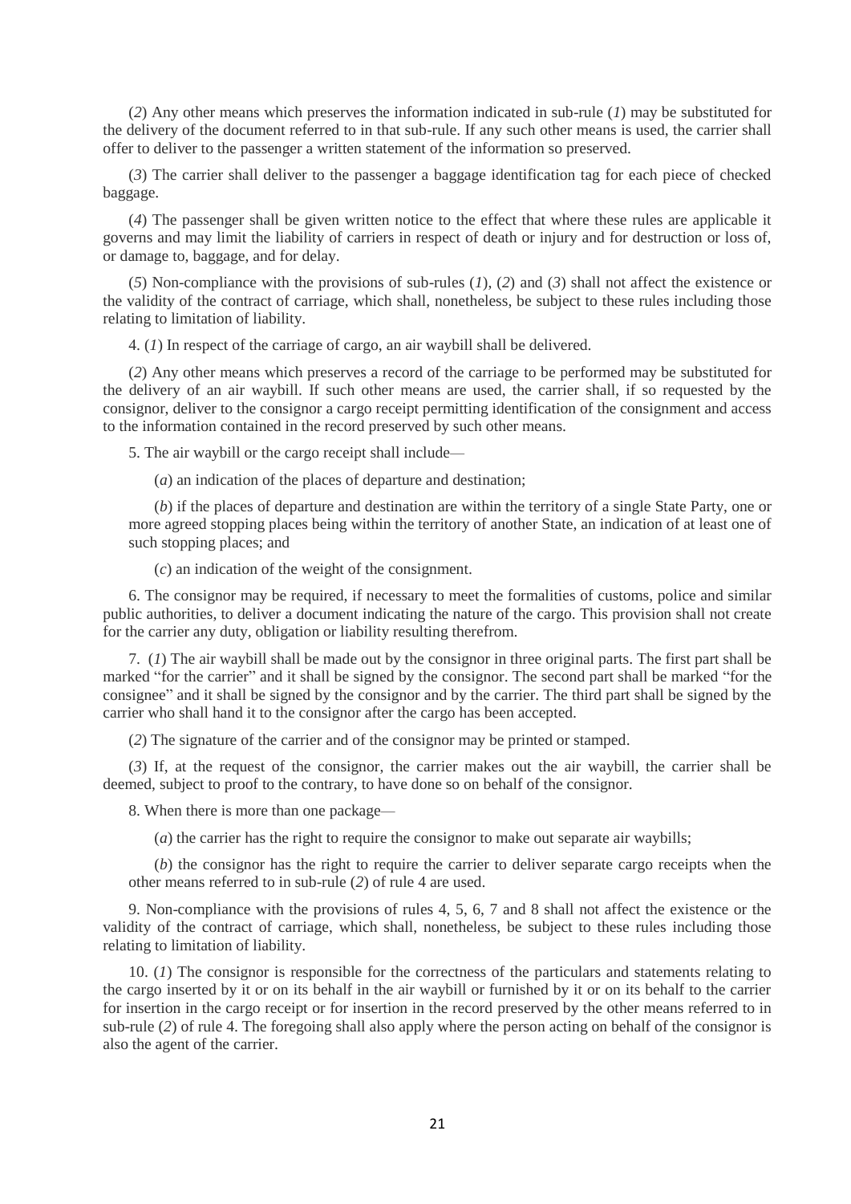(*2*) Any other means which preserves the information indicated in sub-rule (*1*) may be substituted for the delivery of the document referred to in that sub-rule. If any such other means is used, the carrier shall offer to deliver to the passenger a written statement of the information so preserved.

(*3*) The carrier shall deliver to the passenger a baggage identification tag for each piece of checked baggage.

(*4*) The passenger shall be given written notice to the effect that where these rules are applicable it governs and may limit the liability of carriers in respect of death or injury and for destruction or loss of, or damage to, baggage, and for delay.

(*5*) Non-compliance with the provisions of sub-rules (*1*), (*2*) and (*3*) shall not affect the existence or the validity of the contract of carriage, which shall, nonetheless, be subject to these rules including those relating to limitation of liability.

4. (*1*) In respect of the carriage of cargo, an air waybill shall be delivered.

(*2*) Any other means which preserves a record of the carriage to be performed may be substituted for the delivery of an air waybill. If such other means are used, the carrier shall, if so requested by the consignor, deliver to the consignor a cargo receipt permitting identification of the consignment and access to the information contained in the record preserved by such other means.

5. The air waybill or the cargo receipt shall include—

(*a*) an indication of the places of departure and destination;

(*b*) if the places of departure and destination are within the territory of a single State Party, one or more agreed stopping places being within the territory of another State, an indication of at least one of such stopping places; and

(*c*) an indication of the weight of the consignment.

6. The consignor may be required, if necessary to meet the formalities of customs, police and similar public authorities, to deliver a document indicating the nature of the cargo. This provision shall not create for the carrier any duty, obligation or liability resulting therefrom.

7. (*1*) The air waybill shall be made out by the consignor in three original parts. The first part shall be marked "for the carrier" and it shall be signed by the consignor. The second part shall be marked "for the consignee" and it shall be signed by the consignor and by the carrier. The third part shall be signed by the carrier who shall hand it to the consignor after the cargo has been accepted.

(*2*) The signature of the carrier and of the consignor may be printed or stamped.

(*3*) If, at the request of the consignor, the carrier makes out the air waybill, the carrier shall be deemed, subject to proof to the contrary, to have done so on behalf of the consignor.

8. When there is more than one package—

(*a*) the carrier has the right to require the consignor to make out separate air waybills;

(*b*) the consignor has the right to require the carrier to deliver separate cargo receipts when the other means referred to in sub-rule (*2*) of rule 4 are used.

9. Non-compliance with the provisions of rules 4, 5, 6, 7 and 8 shall not affect the existence or the validity of the contract of carriage, which shall, nonetheless, be subject to these rules including those relating to limitation of liability.

10. (*1*) The consignor is responsible for the correctness of the particulars and statements relating to the cargo inserted by it or on its behalf in the air waybill or furnished by it or on its behalf to the carrier for insertion in the cargo receipt or for insertion in the record preserved by the other means referred to in sub-rule (*2*) of rule 4. The foregoing shall also apply where the person acting on behalf of the consignor is also the agent of the carrier.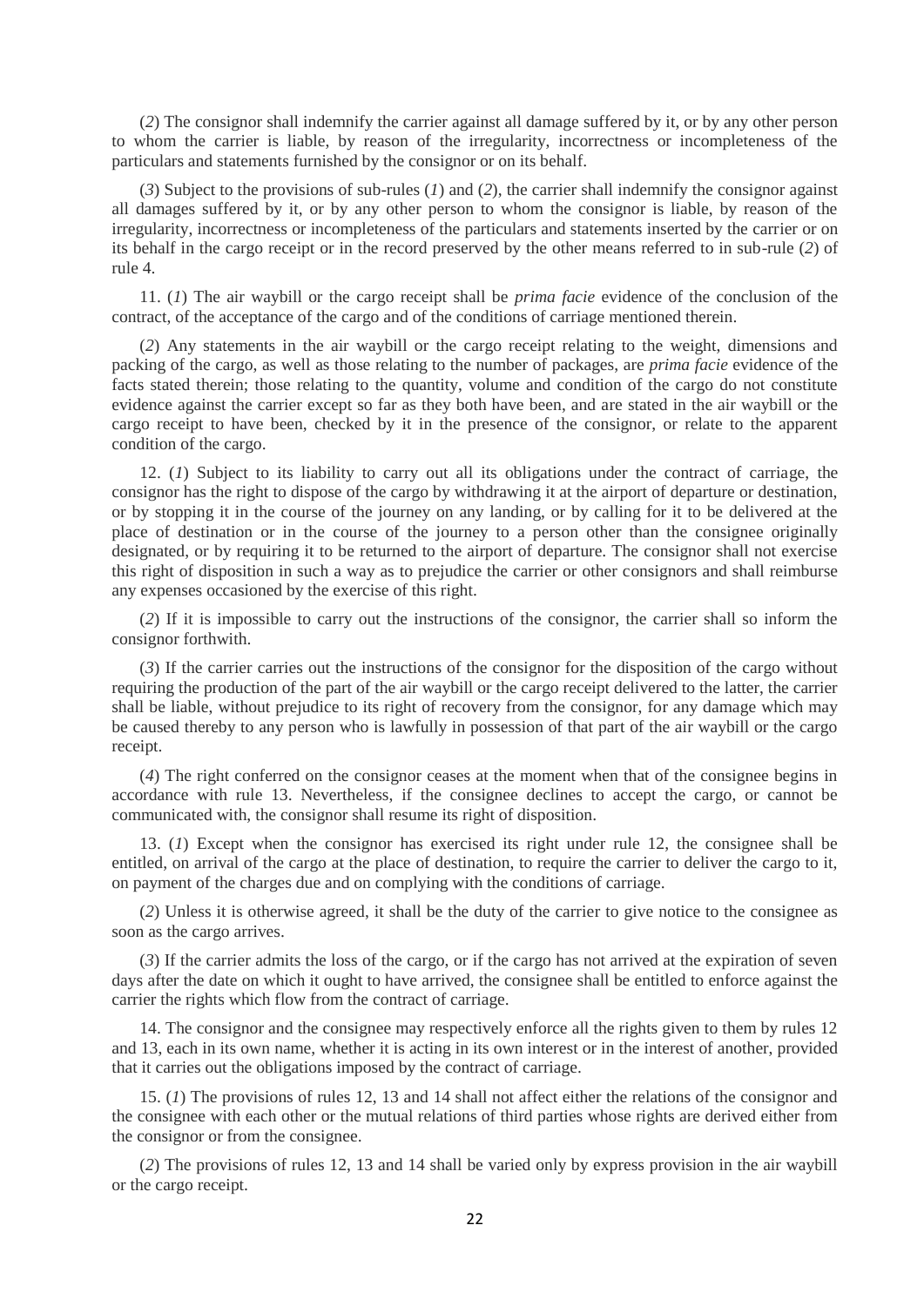(*2*) The consignor shall indemnify the carrier against all damage suffered by it, or by any other person to whom the carrier is liable, by reason of the irregularity, incorrectness or incompleteness of the particulars and statements furnished by the consignor or on its behalf.

(*3*) Subject to the provisions of sub-rules (*1*) and (*2*), the carrier shall indemnify the consignor against all damages suffered by it, or by any other person to whom the consignor is liable, by reason of the irregularity, incorrectness or incompleteness of the particulars and statements inserted by the carrier or on its behalf in the cargo receipt or in the record preserved by the other means referred to in sub-rule (*2*) of rule 4.

11. (*1*) The air waybill or the cargo receipt shall be *prima facie* evidence of the conclusion of the contract, of the acceptance of the cargo and of the conditions of carriage mentioned therein.

(*2*) Any statements in the air waybill or the cargo receipt relating to the weight, dimensions and packing of the cargo, as well as those relating to the number of packages, are *prima facie* evidence of the facts stated therein; those relating to the quantity, volume and condition of the cargo do not constitute evidence against the carrier except so far as they both have been, and are stated in the air waybill or the cargo receipt to have been, checked by it in the presence of the consignor, or relate to the apparent condition of the cargo.

12. (*1*) Subject to its liability to carry out all its obligations under the contract of carriage, the consignor has the right to dispose of the cargo by withdrawing it at the airport of departure or destination, or by stopping it in the course of the journey on any landing, or by calling for it to be delivered at the place of destination or in the course of the journey to a person other than the consignee originally designated, or by requiring it to be returned to the airport of departure. The consignor shall not exercise this right of disposition in such a way as to prejudice the carrier or other consignors and shall reimburse any expenses occasioned by the exercise of this right.

(*2*) If it is impossible to carry out the instructions of the consignor, the carrier shall so inform the consignor forthwith.

(*3*) If the carrier carries out the instructions of the consignor for the disposition of the cargo without requiring the production of the part of the air waybill or the cargo receipt delivered to the latter, the carrier shall be liable, without prejudice to its right of recovery from the consignor, for any damage which may be caused thereby to any person who is lawfully in possession of that part of the air waybill or the cargo receipt.

(*4*) The right conferred on the consignor ceases at the moment when that of the consignee begins in accordance with rule 13. Nevertheless, if the consignee declines to accept the cargo, or cannot be communicated with, the consignor shall resume its right of disposition.

13. (*1*) Except when the consignor has exercised its right under rule 12, the consignee shall be entitled, on arrival of the cargo at the place of destination, to require the carrier to deliver the cargo to it, on payment of the charges due and on complying with the conditions of carriage.

(*2*) Unless it is otherwise agreed, it shall be the duty of the carrier to give notice to the consignee as soon as the cargo arrives.

(*3*) If the carrier admits the loss of the cargo, or if the cargo has not arrived at the expiration of seven days after the date on which it ought to have arrived, the consignee shall be entitled to enforce against the carrier the rights which flow from the contract of carriage.

14. The consignor and the consignee may respectively enforce all the rights given to them by rules 12 and 13, each in its own name, whether it is acting in its own interest or in the interest of another, provided that it carries out the obligations imposed by the contract of carriage.

15. (*1*) The provisions of rules 12, 13 and 14 shall not affect either the relations of the consignor and the consignee with each other or the mutual relations of third parties whose rights are derived either from the consignor or from the consignee.

(*2*) The provisions of rules 12, 13 and 14 shall be varied only by express provision in the air waybill or the cargo receipt.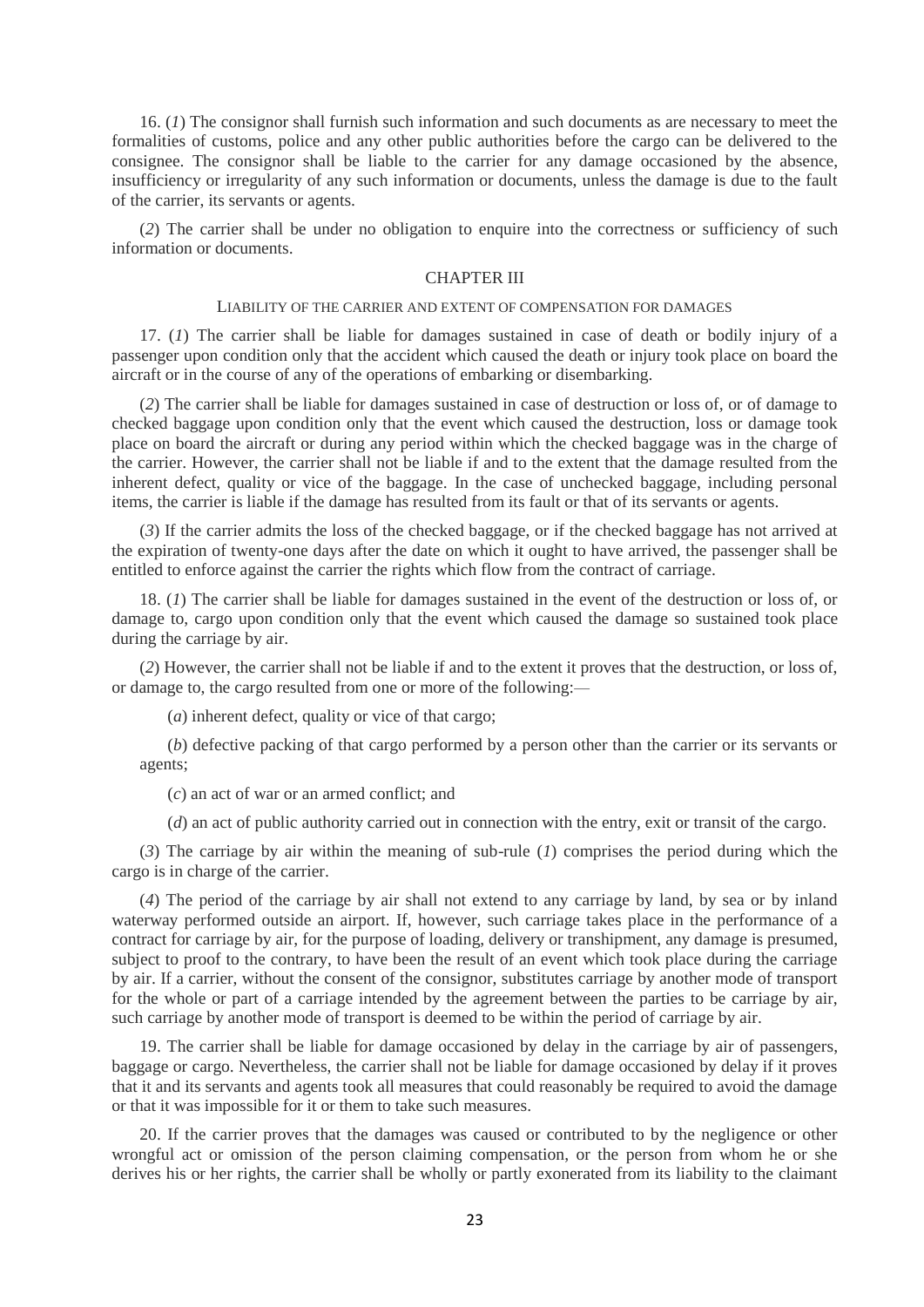16. (*1*) The consignor shall furnish such information and such documents as are necessary to meet the formalities of customs, police and any other public authorities before the cargo can be delivered to the consignee. The consignor shall be liable to the carrier for any damage occasioned by the absence, insufficiency or irregularity of any such information or documents, unless the damage is due to the fault of the carrier, its servants or agents.

(*2*) The carrier shall be under no obligation to enquire into the correctness or sufficiency of such information or documents.

## CHAPTER III

### LIABILITY OF THE CARRIER AND EXTENT OF COMPENSATION FOR DAMAGES

17. (*1*) The carrier shall be liable for damages sustained in case of death or bodily injury of a passenger upon condition only that the accident which caused the death or injury took place on board the aircraft or in the course of any of the operations of embarking or disembarking.

(*2*) The carrier shall be liable for damages sustained in case of destruction or loss of, or of damage to checked baggage upon condition only that the event which caused the destruction, loss or damage took place on board the aircraft or during any period within which the checked baggage was in the charge of the carrier. However, the carrier shall not be liable if and to the extent that the damage resulted from the inherent defect, quality or vice of the baggage. In the case of unchecked baggage, including personal items, the carrier is liable if the damage has resulted from its fault or that of its servants or agents.

(*3*) If the carrier admits the loss of the checked baggage, or if the checked baggage has not arrived at the expiration of twenty-one days after the date on which it ought to have arrived, the passenger shall be entitled to enforce against the carrier the rights which flow from the contract of carriage.

18. (*1*) The carrier shall be liable for damages sustained in the event of the destruction or loss of, or damage to, cargo upon condition only that the event which caused the damage so sustained took place during the carriage by air.

(*2*) However, the carrier shall not be liable if and to the extent it proves that the destruction, or loss of, or damage to, the cargo resulted from one or more of the following:—

(*a*) inherent defect, quality or vice of that cargo;

(*b*) defective packing of that cargo performed by a person other than the carrier or its servants or agents;

(*c*) an act of war or an armed conflict; and

(*d*) an act of public authority carried out in connection with the entry, exit or transit of the cargo.

(*3*) The carriage by air within the meaning of sub-rule (*1*) comprises the period during which the cargo is in charge of the carrier.

(*4*) The period of the carriage by air shall not extend to any carriage by land, by sea or by inland waterway performed outside an airport. If, however, such carriage takes place in the performance of a contract for carriage by air, for the purpose of loading, delivery or transhipment, any damage is presumed, subject to proof to the contrary, to have been the result of an event which took place during the carriage by air. If a carrier, without the consent of the consignor, substitutes carriage by another mode of transport for the whole or part of a carriage intended by the agreement between the parties to be carriage by air, such carriage by another mode of transport is deemed to be within the period of carriage by air.

19. The carrier shall be liable for damage occasioned by delay in the carriage by air of passengers, baggage or cargo. Nevertheless, the carrier shall not be liable for damage occasioned by delay if it proves that it and its servants and agents took all measures that could reasonably be required to avoid the damage or that it was impossible for it or them to take such measures.

20. If the carrier proves that the damages was caused or contributed to by the negligence or other wrongful act or omission of the person claiming compensation, or the person from whom he or she derives his or her rights, the carrier shall be wholly or partly exonerated from its liability to the claimant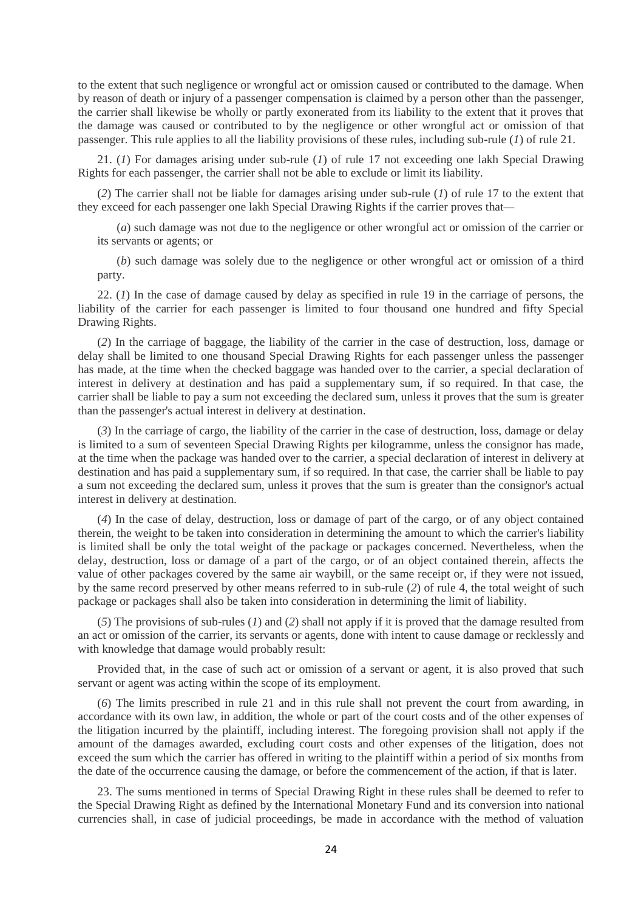to the extent that such negligence or wrongful act or omission caused or contributed to the damage. When by reason of death or injury of a passenger compensation is claimed by a person other than the passenger, the carrier shall likewise be wholly or partly exonerated from its liability to the extent that it proves that the damage was caused or contributed to by the negligence or other wrongful act or omission of that passenger. This rule applies to all the liability provisions of these rules, including sub-rule (*1*) of rule 21.

21. (*1*) For damages arising under sub-rule (*1*) of rule 17 not exceeding one lakh Special Drawing Rights for each passenger, the carrier shall not be able to exclude or limit its liability.

(*2*) The carrier shall not be liable for damages arising under sub-rule (*1*) of rule 17 to the extent that they exceed for each passenger one lakh Special Drawing Rights if the carrier proves that—

(*a*) such damage was not due to the negligence or other wrongful act or omission of the carrier or its servants or agents; or

(*b*) such damage was solely due to the negligence or other wrongful act or omission of a third party.

22. (*1*) In the case of damage caused by delay as specified in rule 19 in the carriage of persons, the liability of the carrier for each passenger is limited to four thousand one hundred and fifty Special Drawing Rights.

(*2*) In the carriage of baggage, the liability of the carrier in the case of destruction, loss, damage or delay shall be limited to one thousand Special Drawing Rights for each passenger unless the passenger has made, at the time when the checked baggage was handed over to the carrier, a special declaration of interest in delivery at destination and has paid a supplementary sum, if so required. In that case, the carrier shall be liable to pay a sum not exceeding the declared sum, unless it proves that the sum is greater than the passenger's actual interest in delivery at destination.

(*3*) In the carriage of cargo, the liability of the carrier in the case of destruction, loss, damage or delay is limited to a sum of seventeen Special Drawing Rights per kilogramme, unless the consignor has made, at the time when the package was handed over to the carrier, a special declaration of interest in delivery at destination and has paid a supplementary sum, if so required. In that case, the carrier shall be liable to pay a sum not exceeding the declared sum, unless it proves that the sum is greater than the consignor's actual interest in delivery at destination.

(*4*) In the case of delay, destruction, loss or damage of part of the cargo, or of any object contained therein, the weight to be taken into consideration in determining the amount to which the carrier's liability is limited shall be only the total weight of the package or packages concerned. Nevertheless, when the delay, destruction, loss or damage of a part of the cargo, or of an object contained therein, affects the value of other packages covered by the same air waybill, or the same receipt or, if they were not issued, by the same record preserved by other means referred to in sub-rule (*2*) of rule 4, the total weight of such package or packages shall also be taken into consideration in determining the limit of liability.

(*5*) The provisions of sub-rules (*1*) and (*2*) shall not apply if it is proved that the damage resulted from an act or omission of the carrier, its servants or agents, done with intent to cause damage or recklessly and with knowledge that damage would probably result:

Provided that, in the case of such act or omission of a servant or agent, it is also proved that such servant or agent was acting within the scope of its employment.

(*6*) The limits prescribed in rule 21 and in this rule shall not prevent the court from awarding, in accordance with its own law, in addition, the whole or part of the court costs and of the other expenses of the litigation incurred by the plaintiff, including interest. The foregoing provision shall not apply if the amount of the damages awarded, excluding court costs and other expenses of the litigation, does not exceed the sum which the carrier has offered in writing to the plaintiff within a period of six months from the date of the occurrence causing the damage, or before the commencement of the action, if that is later.

23. The sums mentioned in terms of Special Drawing Right in these rules shall be deemed to refer to the Special Drawing Right as defined by the International Monetary Fund and its conversion into national currencies shall, in case of judicial proceedings, be made in accordance with the method of valuation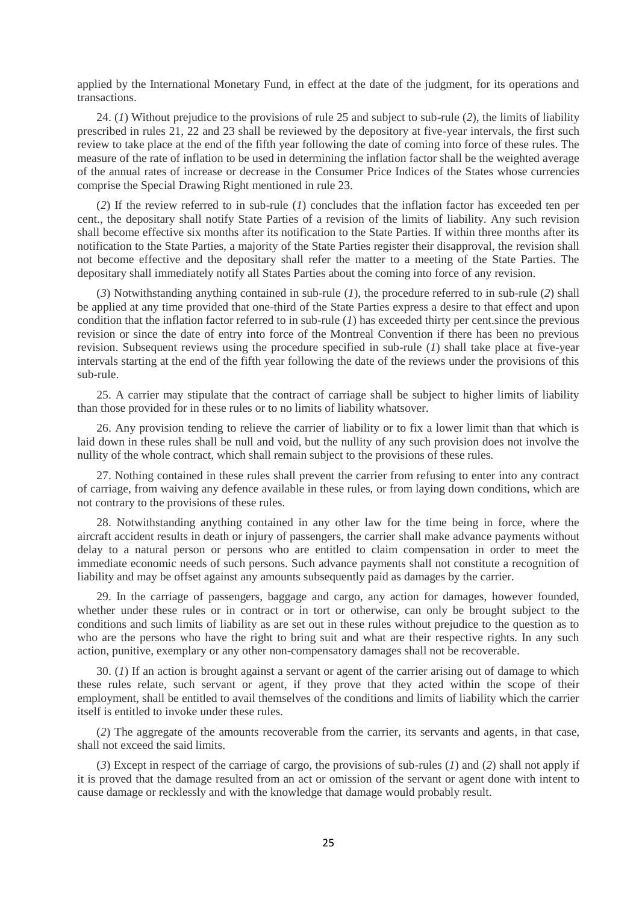applied by the International Monetary Fund, in effect at the date of the judgment, for its operations and transactions.

24. (*1*) Without prejudice to the provisions of rule 25 and subject to sub-rule (*2*), the limits of liability prescribed in rules 21, 22 and 23 shall be reviewed by the depository at five-year intervals, the first such review to take place at the end of the fifth year following the date of coming into force of these rules. The measure of the rate of inflation to be used in determining the inflation factor shall be the weighted average of the annual rates of increase or decrease in the Consumer Price Indices of the States whose currencies comprise the Special Drawing Right mentioned in rule 23.

(*2*) If the review referred to in sub-rule (*1*) concludes that the inflation factor has exceeded ten per cent., the depositary shall notify State Parties of a revision of the limits of liability. Any such revision shall become effective six months after its notification to the State Parties. If within three months after its notification to the State Parties, a majority of the State Parties register their disapproval, the revision shall not become effective and the depositary shall refer the matter to a meeting of the State Parties. The depositary shall immediately notify all States Parties about the coming into force of any revision.

(*3*) Notwithstanding anything contained in sub-rule (*1*), the procedure referred to in sub-rule (*2*) shall be applied at any time provided that one-third of the State Parties express a desire to that effect and upon condition that the inflation factor referred to in sub-rule (*1*) has exceeded thirty per cent.since the previous revision or since the date of entry into force of the Montreal Convention if there has been no previous revision. Subsequent reviews using the procedure specified in sub-rule (*1*) shall take place at five-year intervals starting at the end of the fifth year following the date of the reviews under the provisions of this sub-rule.

25. A carrier may stipulate that the contract of carriage shall be subject to higher limits of liability than those provided for in these rules or to no limits of liability whatsoever.

26. Any provision tending to relieve the carrier of liability or to fix a lower limit than that which is laid down in these rules shall be null and void, but the nullity of any such provision does not involve the nullity of the whole contract, which shall remain subject to the provisions of these rules.

27. Nothing contained in these rules shall prevent the carrier from refusing to enter into any contract of carriage, from waiving any defence available in these rules, or from laying down conditions, which are not contrary to the provisions of these rules.

28. Notwithstanding anything contained in any other law for the time being in force, where the aircraft accident results in death or injury of passengers, the carrier shall make advance payments without delay to a natural person or persons who are entitled to claim compensation in order to meet the immediate economic needs of such persons. Such advance payments shall not constitute a recognition of liability and may be offset against any amounts subsequently paid as damages by the carrier.

29. In the carriage of passengers, baggage and cargo, any action for damages, however founded, whether under these rules or in contract or in tort or otherwise, can only be brought subject to the conditions and such limits of liability as are set out in these rules without prejudice to the question as to who are the persons who have the right to bring suit and what are their respective rights. In any such action, punitive, exemplary or any other non-compensatory damages shall not be recoverable.

30. (*1*) If an action is brought against a servant or agent of the carrier arising out of damage to which these rules relate, such servant or agent, if they prove that they acted within the scope of their employment, shall be entitled to avail themselves of the conditions and limits of liability which the carrier itself is entitled to invoke under these rules.

(*2*) The aggregate of the amounts recoverable from the carrier, its servants and agents, in that case, shall not exceed the said limits.

(*3*) Except in respect of the carriage of cargo, the provisions of sub-rules (*1*) and (*2*) shall not apply if it is proved that the damage resulted from an act or omission of the servant or agent done with intent to cause damage or recklessly and with the knowledge that damage would probably result.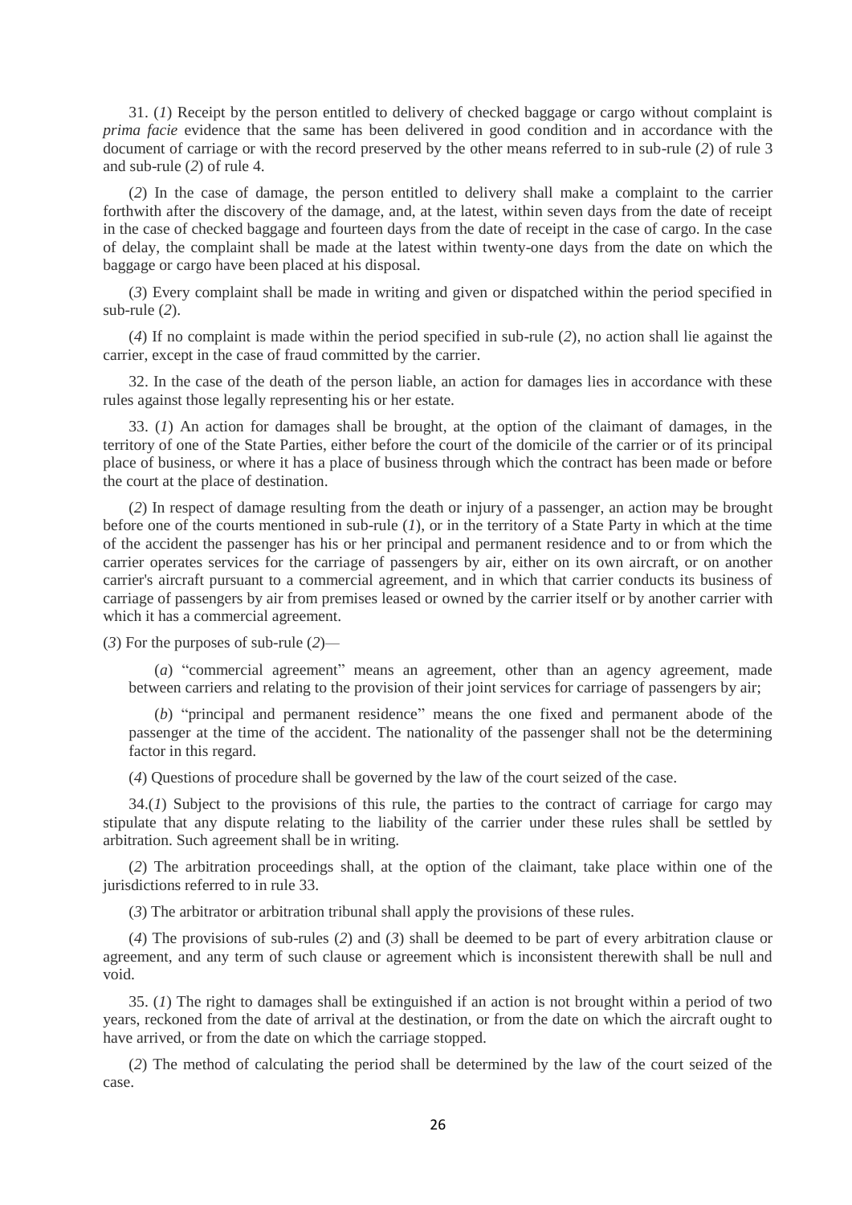31. (*1*) Receipt by the person entitled to delivery of checked baggage or cargo without complaint is *prima facie* evidence that the same has been delivered in good condition and in accordance with the document of carriage or with the record preserved by the other means referred to in sub-rule (*2*) of rule 3 and sub-rule (*2*) of rule 4.

(*2*) In the case of damage, the person entitled to delivery shall make a complaint to the carrier forthwith after the discovery of the damage, and, at the latest, within seven days from the date of receipt in the case of checked baggage and fourteen days from the date of receipt in the case of cargo. In the case of delay, the complaint shall be made at the latest within twenty-one days from the date on which the baggage or cargo have been placed at his disposal.

(*3*) Every complaint shall be made in writing and given or dispatched within the period specified in sub-rule (*2*).

(*4*) If no complaint is made within the period specified in sub-rule (*2*), no action shall lie against the carrier, except in the case of fraud committed by the carrier.

32. In the case of the death of the person liable, an action for damages lies in accordance with these rules against those legally representing his or her estate.

33. (*1*) An action for damages shall be brought, at the option of the claimant of damages, in the territory of one of the State Parties, either before the court of the domicile of the carrier or of its principal place of business, or where it has a place of business through which the contract has been made or before the court at the place of destination.

(*2*) In respect of damage resulting from the death or injury of a passenger, an action may be brought before one of the courts mentioned in sub-rule (*1*), or in the territory of a State Party in which at the time of the accident the passenger has his or her principal and permanent residence and to or from which the carrier operates services for the carriage of passengers by air, either on its own aircraft, or on another carrier's aircraft pursuant to a commercial agreement, and in which that carrier conducts its business of carriage of passengers by air from premises leased or owned by the carrier itself or by another carrier with which it has a commercial agreement.

(*3*) For the purposes of sub-rule (*2*)—

(*a*) "commercial agreement" means an agreement, other than an agency agreement, made between carriers and relating to the provision of their joint services for carriage of passengers by air;

(*b*) "principal and permanent residence" means the one fixed and permanent abode of the passenger at the time of the accident. The nationality of the passenger shall not be the determining factor in this regard.

(*4*) Questions of procedure shall be governed by the law of the court seized of the case.

34.(*1*) Subject to the provisions of this rule, the parties to the contract of carriage for cargo may stipulate that any dispute relating to the liability of the carrier under these rules shall be settled by arbitration. Such agreement shall be in writing.

(*2*) The arbitration proceedings shall, at the option of the claimant, take place within one of the jurisdictions referred to in rule 33.

(*3*) The arbitrator or arbitration tribunal shall apply the provisions of these rules.

(*4*) The provisions of sub-rules (*2*) and (*3*) shall be deemed to be part of every arbitration clause or agreement, and any term of such clause or agreement which is inconsistent therewith shall be null and void.

35. (*1*) The right to damages shall be extinguished if an action is not brought within a period of two years, reckoned from the date of arrival at the destination, or from the date on which the aircraft ought to have arrived, or from the date on which the carriage stopped.

(*2*) The method of calculating the period shall be determined by the law of the court seized of the case.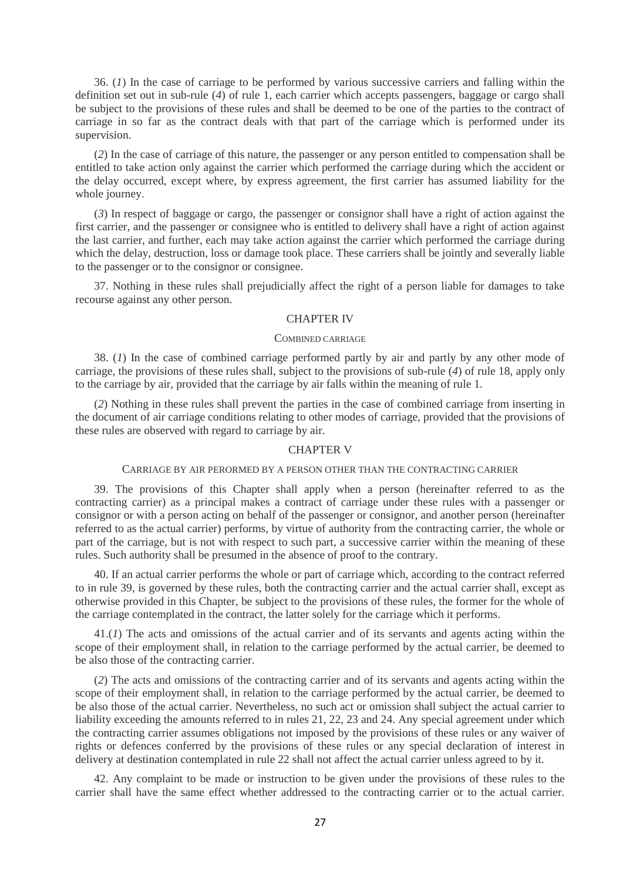36. (*1*) In the case of carriage to be performed by various successive carriers and falling within the definition set out in sub-rule (*4*) of rule 1, each carrier which accepts passengers, baggage or cargo shall be subject to the provisions of these rules and shall be deemed to be one of the parties to the contract of carriage in so far as the contract deals with that part of the carriage which is performed under its supervision.

(*2*) In the case of carriage of this nature, the passenger or any person entitled to compensation shall be entitled to take action only against the carrier which performed the carriage during which the accident or the delay occurred, except where, by express agreement, the first carrier has assumed liability for the whole journey.

(*3*) In respect of baggage or cargo, the passenger or consignor shall have a right of action against the first carrier, and the passenger or consignee who is entitled to delivery shall have a right of action against the last carrier, and further, each may take action against the carrier which performed the carriage during which the delay, destruction, loss or damage took place. These carriers shall be jointly and severally liable to the passenger or to the consignor or consignee.

37. Nothing in these rules shall prejudicially affect the right of a person liable for damages to take recourse against any other person.

## CHAPTER IV

### COMBINED CARRIAGE

38. (*1*) In the case of combined carriage performed partly by air and partly by any other mode of carriage, the provisions of these rules shall, subject to the provisions of sub-rule (*4*) of rule 18, apply only to the carriage by air, provided that the carriage by air falls within the meaning of rule 1.

(*2*) Nothing in these rules shall prevent the parties in the case of combined carriage from inserting in the document of air carriage conditions relating to other modes of carriage, provided that the provisions of these rules are observed with regard to carriage by air.

## CHAPTER V

### CARRIAGE BY AIR PERORMED BY A PERSON OTHER THAN THE CONTRACTING CARRIER

39. The provisions of this Chapter shall apply when a person (hereinafter referred to as the contracting carrier) as a principal makes a contract of carriage under these rules with a passenger or consignor or with a person acting on behalf of the passenger or consignor, and another person (hereinafter referred to as the actual carrier) performs, by virtue of authority from the contracting carrier, the whole or part of the carriage, but is not with respect to such part, a successive carrier within the meaning of these rules. Such authority shall be presumed in the absence of proof to the contrary.

40. If an actual carrier performs the whole or part of carriage which, according to the contract referred to in rule 39, is governed by these rules, both the contracting carrier and the actual carrier shall, except as otherwise provided in this Chapter, be subject to the provisions of these rules, the former for the whole of the carriage contemplated in the contract, the latter solely for the carriage which it performs.

41.(*1*) The acts and omissions of the actual carrier and of its servants and agents acting within the scope of their employment shall, in relation to the carriage performed by the actual carrier, be deemed to be also those of the contracting carrier.

(*2*) The acts and omissions of the contracting carrier and of its servants and agents acting within the scope of their employment shall, in relation to the carriage performed by the actual carrier, be deemed to be also those of the actual carrier. Nevertheless, no such act or omission shall subject the actual carrier to liability exceeding the amounts referred to in rules 21, 22, 23 and 24. Any special agreement under which the contracting carrier assumes obligations not imposed by the provisions of these rules or any waiver of rights or defences conferred by the provisions of these rules or any special declaration of interest in delivery at destination contemplated in rule 22 shall not affect the actual carrier unless agreed to by it.

42. Any complaint to be made or instruction to be given under the provisions of these rules to the carrier shall have the same effect whether addressed to the contracting carrier or to the actual carrier.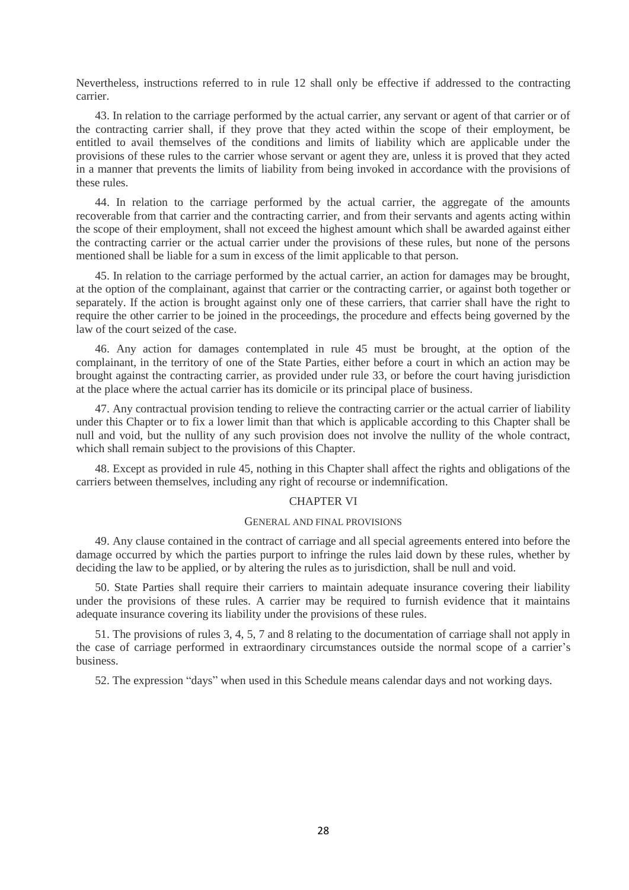Nevertheless, instructions referred to in rule 12 shall only be effective if addressed to the contracting carrier.

43. In relation to the carriage performed by the actual carrier, any servant or agent of that carrier or of the contracting carrier shall, if they prove that they acted within the scope of their employment, be entitled to avail themselves of the conditions and limits of liability which are applicable under the provisions of these rules to the carrier whose servant or agent they are, unless it is proved that they acted in a manner that prevents the limits of liability from being invoked in accordance with the provisions of these rules.

44. In relation to the carriage performed by the actual carrier, the aggregate of the amounts recoverable from that carrier and the contracting carrier, and from their servants and agents acting within the scope of their employment, shall not exceed the highest amount which shall be awarded against either the contracting carrier or the actual carrier under the provisions of these rules, but none of the persons mentioned shall be liable for a sum in excess of the limit applicable to that person.

45. In relation to the carriage performed by the actual carrier, an action for damages may be brought, at the option of the complainant, against that carrier or the contracting carrier, or against both together or separately. If the action is brought against only one of these carriers, that carrier shall have the right to require the other carrier to be joined in the proceedings, the procedure and effects being governed by the law of the court seized of the case.

46. Any action for damages contemplated in rule 45 must be brought, at the option of the complainant, in the territory of one of the State Parties, either before a court in which an action may be brought against the contracting carrier, as provided under rule 33, or before the court having jurisdiction at the place where the actual carrier has its domicile or its principal place of business.

47. Any contractual provision tending to relieve the contracting carrier or the actual carrier of liability under this Chapter or to fix a lower limit than that which is applicable according to this Chapter shall be null and void, but the nullity of any such provision does not involve the nullity of the whole contract, which shall remain subject to the provisions of this Chapter.

48. Except as provided in rule 45, nothing in this Chapter shall affect the rights and obligations of the carriers between themselves, including any right of recourse or indemnification.

## CHAPTER VI

### GENERAL AND FINAL PROVISIONS

49. Any clause contained in the contract of carriage and all special agreements entered into before the damage occurred by which the parties purport to infringe the rules laid down by these rules, whether by deciding the law to be applied, or by altering the rules as to jurisdiction, shall be null and void.

50. State Parties shall require their carriers to maintain adequate insurance covering their liability under the provisions of these rules. A carrier may be required to furnish evidence that it maintains adequate insurance covering its liability under the provisions of these rules.

51. The provisions of rules 3, 4, 5, 7 and 8 relating to the documentation of carriage shall not apply in the case of carriage performed in extraordinary circumstances outside the normal scope of a carrier's business.

52. The expression "days" when used in this Schedule means calendar days and not working days.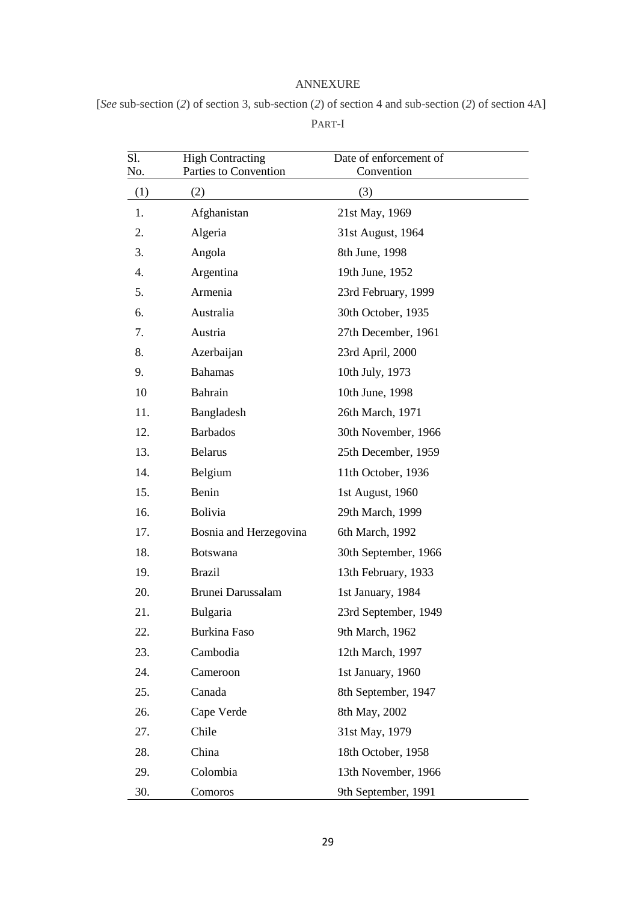ANNEXURE

[*See* sub-section (*2*) of section 3, sub-section (*2*) of section 4 and sub-section (*2*) of section 4A]

PART-I

| Sl. No. | High Contracting Parties to Convention | Date of enforcement of Convention |
|---|---|---|
| (1) | (2) | (3) |
| 1. | Afghanistan | 21st May, 1969 |
| 2. | Algeria | 31st August, 1964 |
| 3. | Angola | 8th June, 1998 |
| 4. | Argentina | 19th June, 1952 |
| 5. | Armenia | 23rd February, 1999 |
| 6. | Australia | 30th October, 1935 |
| 7. | Austria | 27th December, 1961 |
| 8. | Azerbaijan | 23rd April, 2000 |
| 9. | Bahamas | 10th July, 1973 |
| 10 | Bahrain | 10th June, 1998 |
| 11. | Bangladesh | 26th March, 1971 |
| 12. | Barbados | 30th November, 1966 |
| 13. | Belarus | 25th December, 1959 |
| 14. | Belgium | 11th October, 1936 |
| 15. | Benin | 1st August, 1960 |
| 16. | Bolivia | 29th March, 1999 |
| 17. | Bosnia and Herzegovina | 6th March, 1992 |
| 18. | Botswana | 30th September, 1966 |
| 19. | Brazil | 13th February, 1933 |
| 20. | Brunei Darussalam | 1st January, 1984 |
| 21. | Bulgaria | 23rd September, 1949 |
| 22. | Burkina Faso | 9th March, 1962 |
| 23. | Cambodia | 12th March, 1997 |
| 24. | Cameroon | 1st January, 1960 |
| 25. | Canada | 8th September, 1947 |
| 26. | Cape Verde | 8th May, 2002 |
| 27. | Chile | 31st May, 1979 |
| 28. | China | 18th October, 1958 |
| 29. | Colombia | 13th November, 1966 |
| 30. | Comoros | 9th September, 1991 |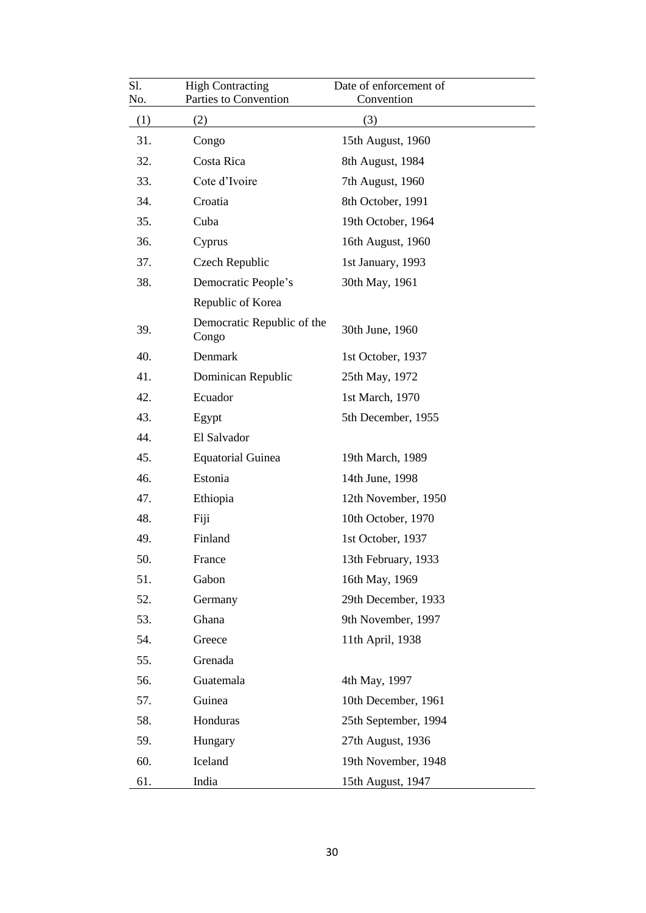| Sl. No. | High Contracting Parties to Convention | Date of enforcement of Convention |
|---|---|---|
| (1) | (2) | (3) |
| 31. | Congo | 15th August, 1960 |
| 32. | Costa Rica | 8th August, 1984 |
| 33. | Cote d'Ivoire | 7th August, 1960 |
| 34. | Croatia | 8th October, 1991 |
| 35. | Cuba | 19th October, 1964 |
| 36. | Cyprus | 16th August, 1960 |
| 37. | Czech Republic | 1st January, 1993 |
| 38. | Democratic People's Republic of Korea | 30th May, 1961 |
| 39. | Democratic Republic of the Congo | 30th June, 1960 |
| 40. | Denmark | 1st October, 1937 |
| 41. | Dominican Republic | 25th May, 1972 |
| 42. | Ecuador | 1st March, 1970 |
| 43. | Egypt | 5th December, 1955 |
| 44. | El Salvador | |
| 45. | Equatorial Guinea | 19th March, 1989 |
| 46. | Estonia | 14th June, 1998 |
| 47. | Ethiopia | 12th November, 1950 |
| 48. | Fiji | 10th October, 1970 |
| 49. | Finland | 1st October, 1937 |
| 50. | France | 13th February, 1933 |
| 51. | Gabon | 16th May, 1969 |
| 52. | Germany | 29th December, 1933 |
| 53. | Ghana | 9th November, 1997 |
| 54. | Greece | 11th April, 1938 |
| 55. | Grenada | |
| 56. | Guatemala | 4th May, 1997 |
| 57. | Guinea | 10th December, 1961 |
| 58. | Honduras | 25th September, 1994 |
| 59. | Hungary | 27th August, 1936 |
| 60. | Iceland | 19th November, 1948 |
| 61. | India | 15th August, 1947 |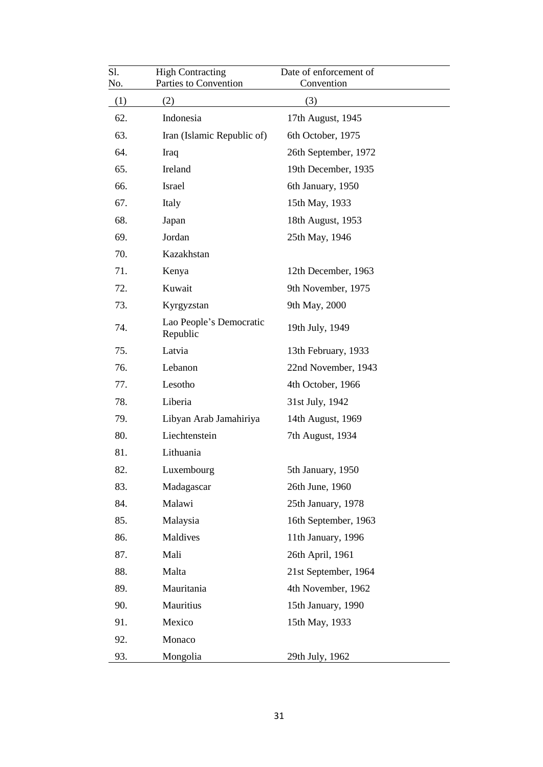| Sl. No. | High Contracting Parties to Convention | Date of enforcement of Convention |
|---|---|---|
| (1) | (2) | (3) |
| 62. | Indonesia | 17th August, 1945 |
| 63. | Iran (Islamic Republic of) | 6th October, 1975 |
| 64. | Iraq | 26th September, 1972 |
| 65. | Ireland | 19th December, 1935 |
| 66. | Israel | 6th January, 1950 |
| 67. | Italy | 15th May, 1933 |
| 68. | Japan | 18th August, 1953 |
| 69. | Jordan | 25th May, 1946 |
| 70. | Kazakhstan | |
| 71. | Kenya | 12th December, 1963 |
| 72. | Kuwait | 9th November, 1975 |
| 73. | Kyrgyzstan | 9th May, 2000 |
| 74. | Lao People's Democratic Republic | 19th July, 1949 |
| 75. | Latvia | 13th February, 1933 |
| 76. | Lebanon | 22nd November, 1943 |
| 77. | Lesotho | 4th October, 1966 |
| 78. | Liberia | 31st July, 1942 |
| 79. | Libyan Arab Jamahiriya | 14th August, 1969 |
| 80. | Liechtenstein | 7th August, 1934 |
| 81. | Lithuania | |
| 82. | Luxembourg | 5th January, 1950 |
| 83. | Madagascar | 26th June, 1960 |
| 84. | Malawi | 25th January, 1978 |
| 85. | Malaysia | 16th September, 1963 |
| 86. | Maldives | 11th January, 1996 |
| 87. | Mali | 26th April, 1961 |
| 88. | Malta | 21st September, 1964 |
| 89. | Mauritania | 4th November, 1962 |
| 90. | Mauritius | 15th January, 1990 |
| 91. | Mexico | 15th May, 1933 |
| 92. | Monaco | |
| 93. | Mongolia | 29th July, 1962 |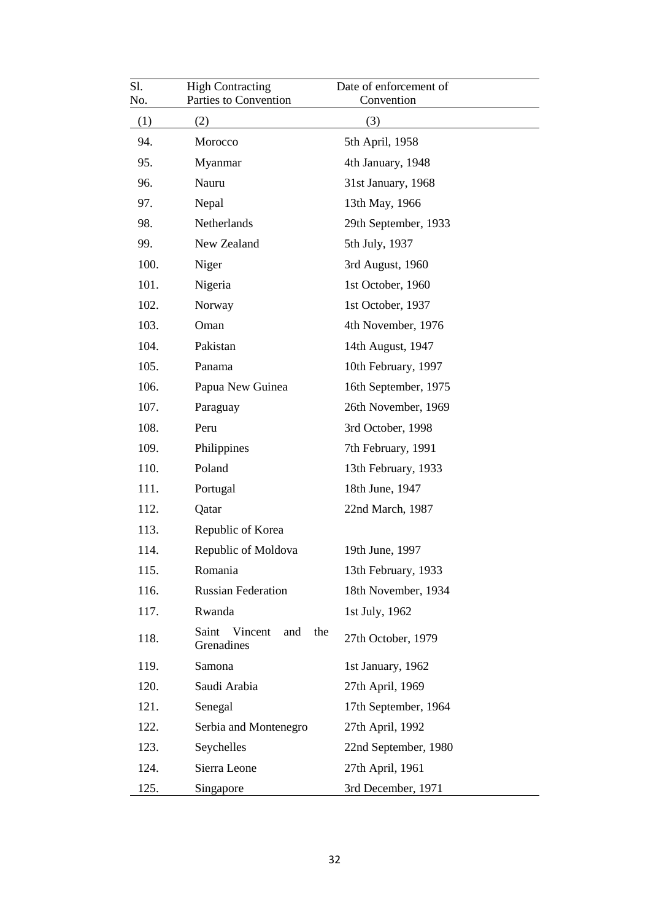| Sl. No. | High Contracting Parties to Convention | Date of enforcement of Convention |
|---|---|---|
| (1) | (2) | (3) |
| 94. | Morocco | 5th April, 1958 |
| 95. | Myanmar | 4th January, 1948 |
| 96. | Nauru | 31st January, 1968 |
| 97. | Nepal | 13th May, 1966 |
| 98. | Netherlands | 29th September, 1933 |
| 99. | New Zealand | 5th July, 1937 |
| 100. | Niger | 3rd August, 1960 |
| 101. | Nigeria | 1st October, 1960 |
| 102. | Norway | 1st October, 1937 |
| 103. | Oman | 4th November, 1976 |
| 104. | Pakistan | 14th August, 1947 |
| 105. | Panama | 10th February, 1997 |
| 106. | Papua New Guinea | 16th September, 1975 |
| 107. | Paraguay | 26th November, 1969 |
| 108. | Peru | 3rd October, 1998 |
| 109. | Philippines | 7th February, 1991 |
| 110. | Poland | 13th February, 1933 |
| 111. | Portugal | 18th June, 1947 |
| 112. | Qatar | 22nd March, 1987 |
| 113. | Republic of Korea | |
| 114. | Republic of Moldova | 19th June, 1997 |
| 115. | Romania | 13th February, 1933 |
| 116. | Russian Federation | 18th November, 1934 |
| 117. | Rwanda | 1st July, 1962 |
| 118. | Saint Vincent and the Grenadines | 27th October, 1979 |
| 119. | Samona | 1st January, 1962 |
| 120. | Saudi Arabia | 27th April, 1969 |
| 121. | Senegal | 17th September, 1964 |
| 122. | Serbia and Montenegro | 27th April, 1992 |
| 123. | Seychelles | 22nd September, 1980 |
| 124. | Sierra Leone | 27th April, 1961 |
| 125. | Singapore | 3rd December, 1971 |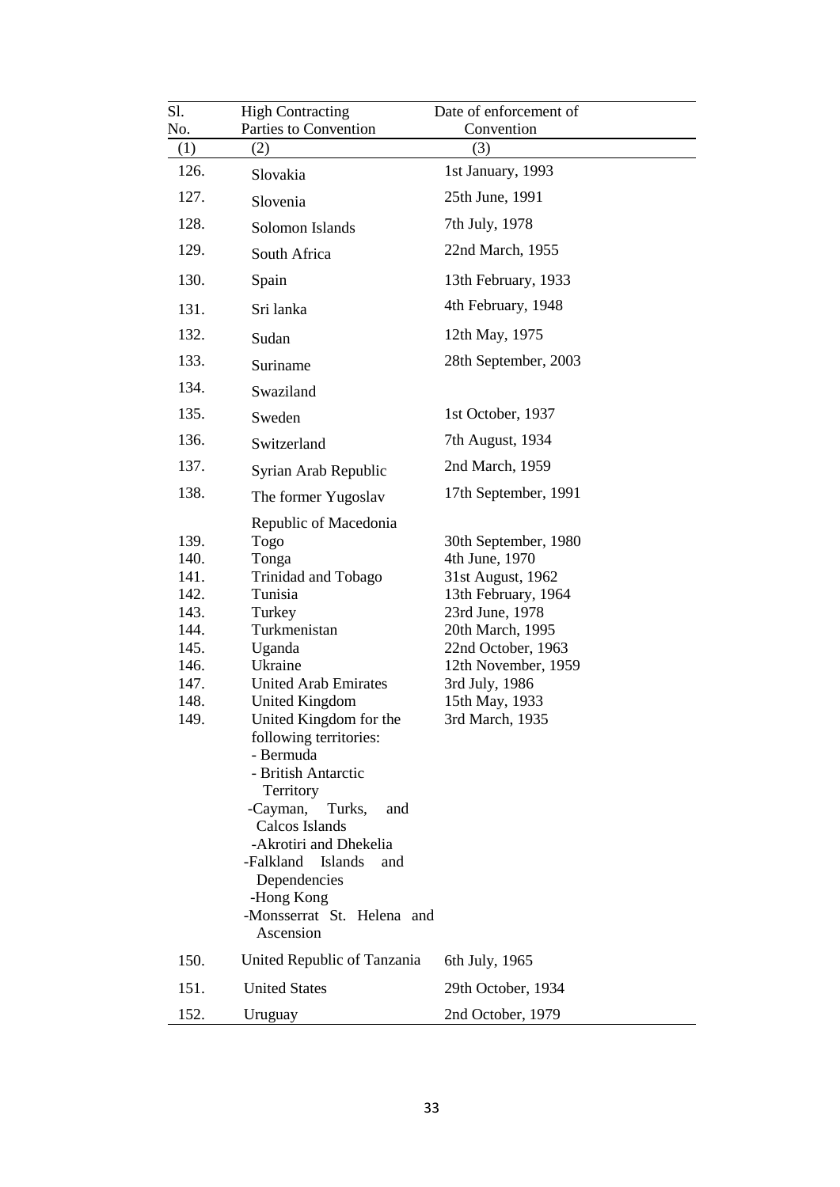| Sl. No. | High Contracting Parties to Convention | Date of enforcement of Convention |
|---|---|---|
| (1) | (2) | (3) |
| 126. | Slovakia | 1st January, 1993 |
| 127. | Slovenia | 25th June, 1991 |
| 128. | Solomon Islands | 7th July, 1978 |
| 129. | South Africa | 22nd March, 1955 |
| 130. | Spain | 13th February, 1933 |
| 131. | Sri lanka | 4th February, 1948 |
| 132. | Sudan | 12th May, 1975 |
| 133. | Suriname | 28th September, 2003 |
| 134. | Swaziland | |
| 135. | Sweden | 1st October, 1937 |
| 136. | Switzerland | 7th August, 1934 |
| 137. | Syrian Arab Republic | 2nd March, 1959 |
| 138. | The former Yugoslav Republic of Macedonia | 17th September, 1991 |
| 139. | Togo | 30th September, 1980 |
| 140. | Tonga | 4th June, 1970 |
| 141. | Trinidad and Tobago | 31st August, 1962 |
| 142. | Tunisia | 13th February, 1964 |
| 143. | Turkey | 23rd June, 1978 |
| 144. | Turkmenistan | 20th March, 1995 |
| 145. | Uganda | 22nd October, 1963 |
| 146. | Ukraine | 12th November, 1959 |
| 147. | United Arab Emirates | 3rd July, 1986 |
| 148. | United Kingdom | 15th May, 1933 |
| 149. | United Kingdom for the following territories:<br>- Bermuda<br>- British Antarctic Territory<br>-Cayman, Turks, and Calcos Islands<br>-Akrotiri and Dhekelia<br>-Falkland Islands and Dependencies<br>-Hong Kong<br>-Monsserrat St. Helena and Ascension | 3rd March, 1935 |
| 150. | United Republic of Tanzania | 6th July, 1965 |
| 151. | United States | 29th October, 1934 |
| 152. | Uruguay | 2nd October, 1979 |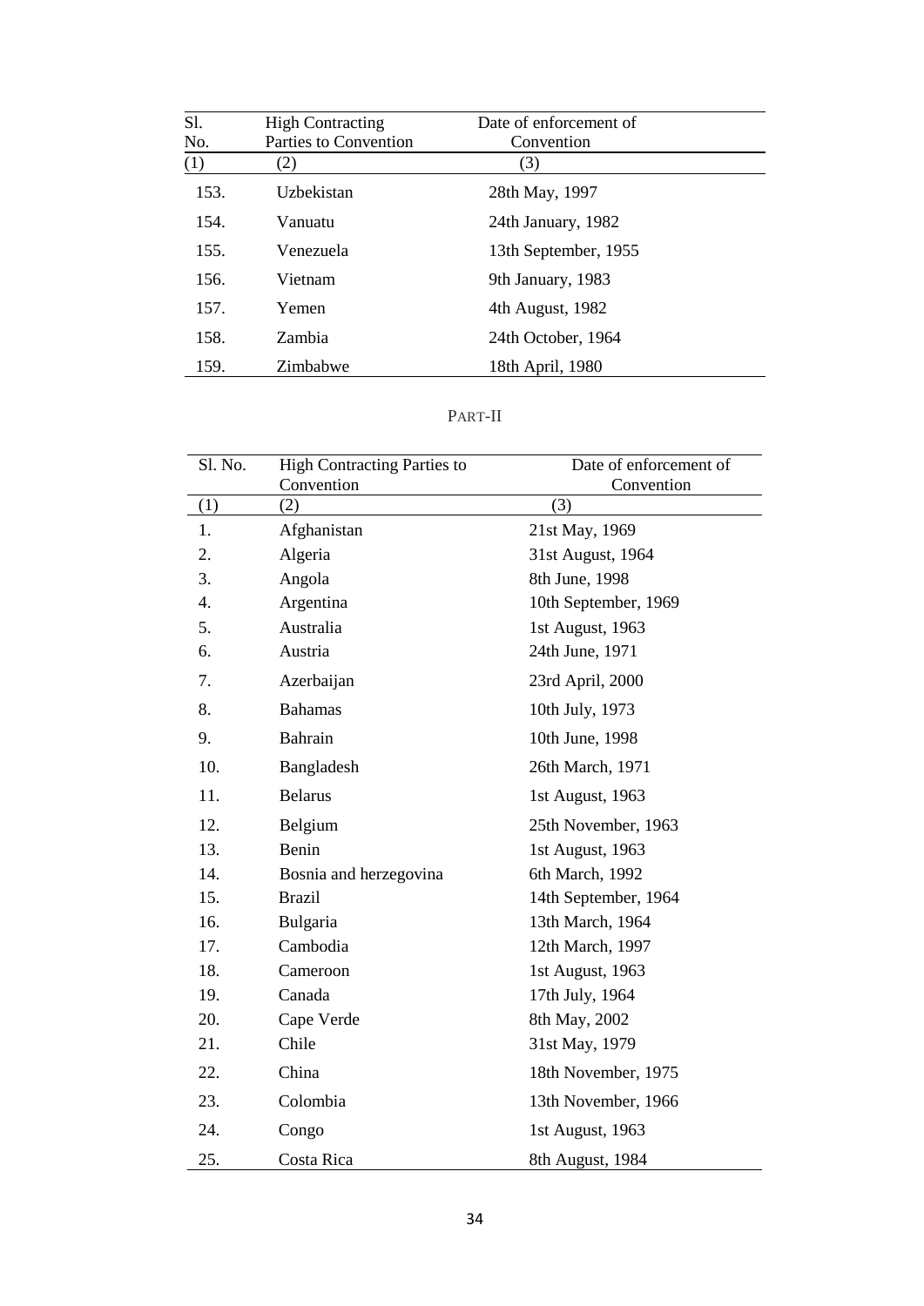| Sl. No. | High Contracting Parties to Convention | Date of enforcement of Convention |
|---|---|---|
| (1) | (2) | (3) |
| 153. | Uzbekistan | 28th May, 1997 |
| 154. | Vanuatu | 24th January, 1982 |
| 155. | Venezuela | 13th September, 1955 |
| 156. | Vietnam | 9th January, 1983 |
| 157. | Yemen | 4th August, 1982 |
| 158. | Zambia | 24th October, 1964 |
| 159. | Zimbabwe | 18th April, 1980 |

## PART-II

| Sl. No. | High Contracting Parties to Convention | Date of enforcement of Convention |
|---|---|---|
| (1) | (2) | (3) |
| 1. | Afghanistan | 21st May, 1969 |
| 2. | Algeria | 31st August, 1964 |
| 3. | Angola | 8th June, 1998 |
| 4. | Argentina | 10th September, 1969 |
| 5. | Australia | 1st August, 1963 |
| 6. | Austria | 24th June, 1971 |
| 7. | Azerbaijan | 23rd April, 2000 |
| 8. | Bahamas | 10th July, 1973 |
| 9. | Bahrain | 10th June, 1998 |
| 10. | Bangladesh | 26th March, 1971 |
| 11. | Belarus | 1st August, 1963 |
| 12. | Belgium | 25th November, 1963 |
| 13. | Benin | 1st August, 1963 |
| 14. | Bosnia and herzegovina | 6th March, 1992 |
| 15. | Brazil | 14th September, 1964 |
| 16. | Bulgaria | 13th March, 1964 |
| 17. | Cambodia | 12th March, 1997 |
| 18. | Cameroon | 1st August, 1963 |
| 19. | Canada | 17th July, 1964 |
| 20. | Cape Verde | 8th May, 2002 |
| 21. | Chile | 31st May, 1979 |
| 22. | China | 18th November, 1975 |
| 23. | Colombia | 13th November, 1966 |
| 24. | Congo | 1st August, 1963 |
| 25. | Costa Rica | 8th August, 1984 |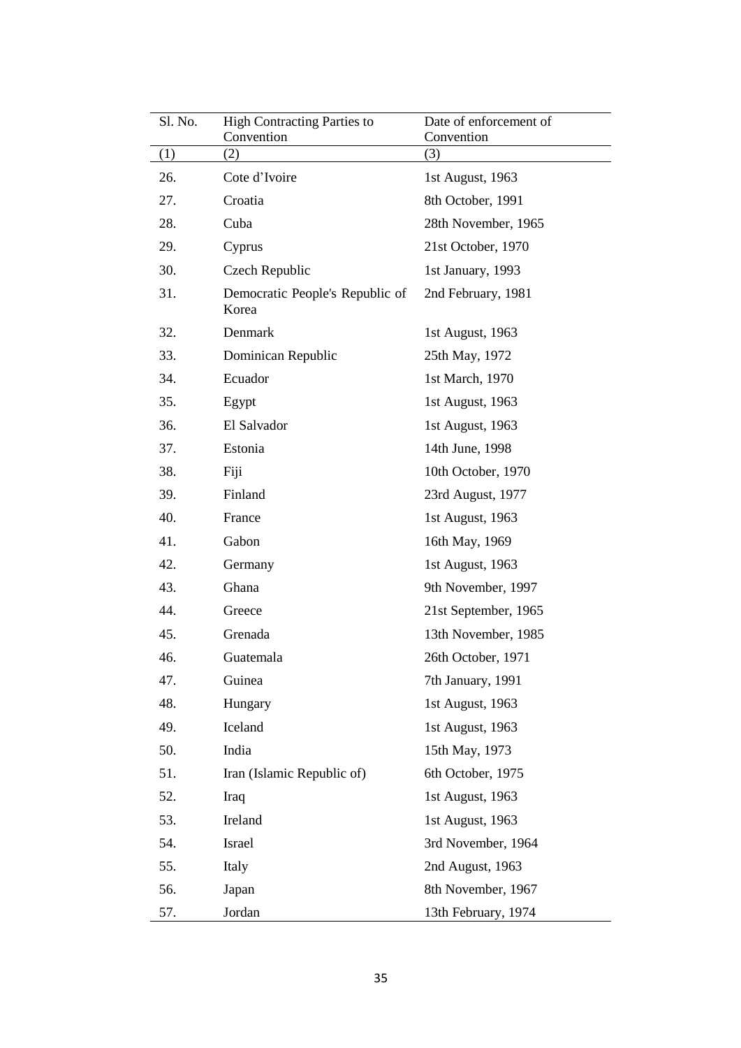| Sl. No. | High Contracting Parties to Convention | Date of enforcement of Convention |
|---|---|---|
| (1) | (2) | (3) |
| 26. | Cote d'Ivoire | 1st August, 1963 |
| 27. | Croatia | 8th October, 1991 |
| 28. | Cuba | 28th November, 1965 |
| 29. | Cyprus | 21st October, 1970 |
| 30. | Czech Republic | 1st January, 1993 |
| 31. | Democratic People's Republic of Korea | 2nd February, 1981 |
| 32. | Denmark | 1st August, 1963 |
| 33. | Dominican Republic | 25th May, 1972 |
| 34. | Ecuador | 1st March, 1970 |
| 35. | Egypt | 1st August, 1963 |
| 36. | El Salvador | 1st August, 1963 |
| 37. | Estonia | 14th June, 1998 |
| 38. | Fiji | 10th October, 1970 |
| 39. | Finland | 23rd August, 1977 |
| 40. | France | 1st August, 1963 |
| 41. | Gabon | 16th May, 1969 |
| 42. | Germany | 1st August, 1963 |
| 43. | Ghana | 9th November, 1997 |
| 44. | Greece | 21st September, 1965 |
| 45. | Grenada | 13th November, 1985 |
| 46. | Guatemala | 26th October, 1971 |
| 47. | Guinea | 7th January, 1991 |
| 48. | Hungary | 1st August, 1963 |
| 49. | Iceland | 1st August, 1963 |
| 50. | India | 15th May, 1973 |
| 51. | Iran (Islamic Republic of) | 6th October, 1975 |
| 52. | Iraq | 1st August, 1963 |
| 53. | Ireland | 1st August, 1963 |
| 54. | Israel | 3rd November, 1964 |
| 55. | Italy | 2nd August, 1963 |
| 56. | Japan | 8th November, 1967 |
| 57. | Jordan | 13th February, 1974 |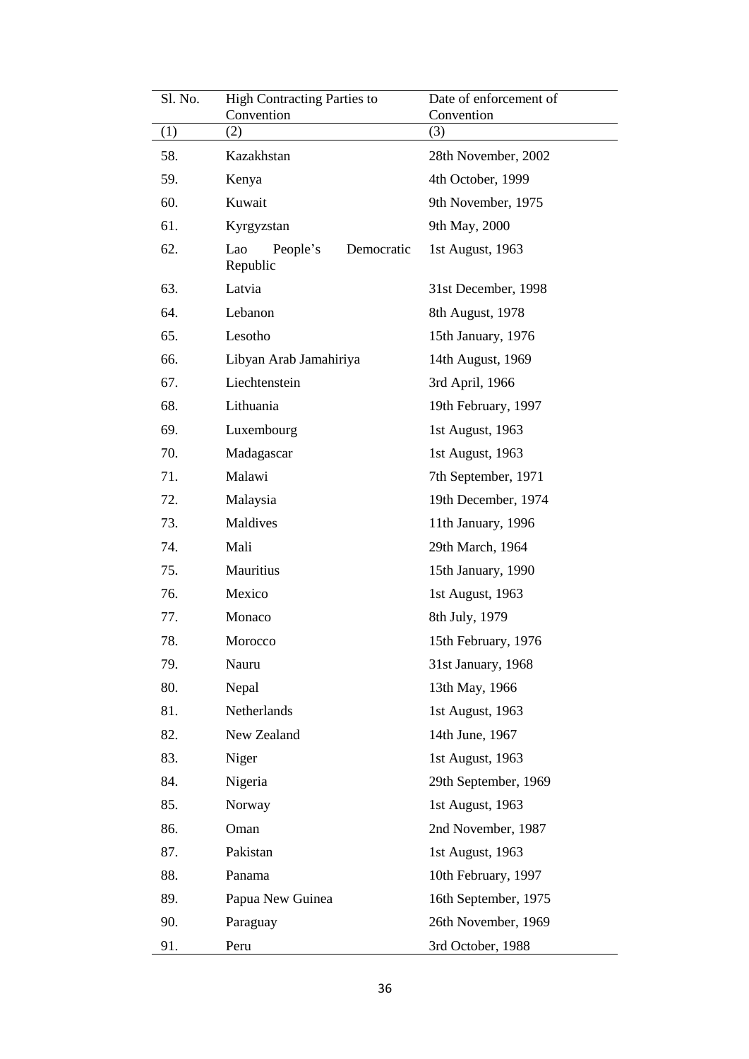| Sl. No. | High Contracting Parties to Convention | Date of enforcement of Convention |
|---|---|---|
| (1) | (2) | (3) |
| 58. | Kazakhstan | 28th November, 2002 |
| 59. | Kenya | 4th October, 1999 |
| 60. | Kuwait | 9th November, 1975 |
| 61. | Kyrgyzstan | 9th May, 2000 |
| 62. | Lao People's Democratic Republic | 1st August, 1963 |
| 63. | Latvia | 31st December, 1998 |
| 64. | Lebanon | 8th August, 1978 |
| 65. | Lesotho | 15th January, 1976 |
| 66. | Libyan Arab Jamahiriya | 14th August, 1969 |
| 67. | Liechtenstein | 3rd April, 1966 |
| 68. | Lithuania | 19th February, 1997 |
| 69. | Luxembourg | 1st August, 1963 |
| 70. | Madagascar | 1st August, 1963 |
| 71. | Malawi | 7th September, 1971 |
| 72. | Malaysia | 19th December, 1974 |
| 73. | Maldives | 11th January, 1996 |
| 74. | Mali | 29th March, 1964 |
| 75. | Mauritius | 15th January, 1990 |
| 76. | Mexico | 1st August, 1963 |
| 77. | Monaco | 8th July, 1979 |
| 78. | Morocco | 15th February, 1976 |
| 79. | Nauru | 31st January, 1968 |
| 80. | Nepal | 13th May, 1966 |
| 81. | Netherlands | 1st August, 1963 |
| 82. | New Zealand | 14th June, 1967 |
| 83. | Niger | 1st August, 1963 |
| 84. | Nigeria | 29th September, 1969 |
| 85. | Norway | 1st August, 1963 |
| 86. | Oman | 2nd November, 1987 |
| 87. | Pakistan | 1st August, 1963 |
| 88. | Panama | 10th February, 1997 |
| 89. | Papua New Guinea | 16th September, 1975 |
| 90. | Paraguay | 26th November, 1969 |
| 91. | Peru | 3rd October, 1988 |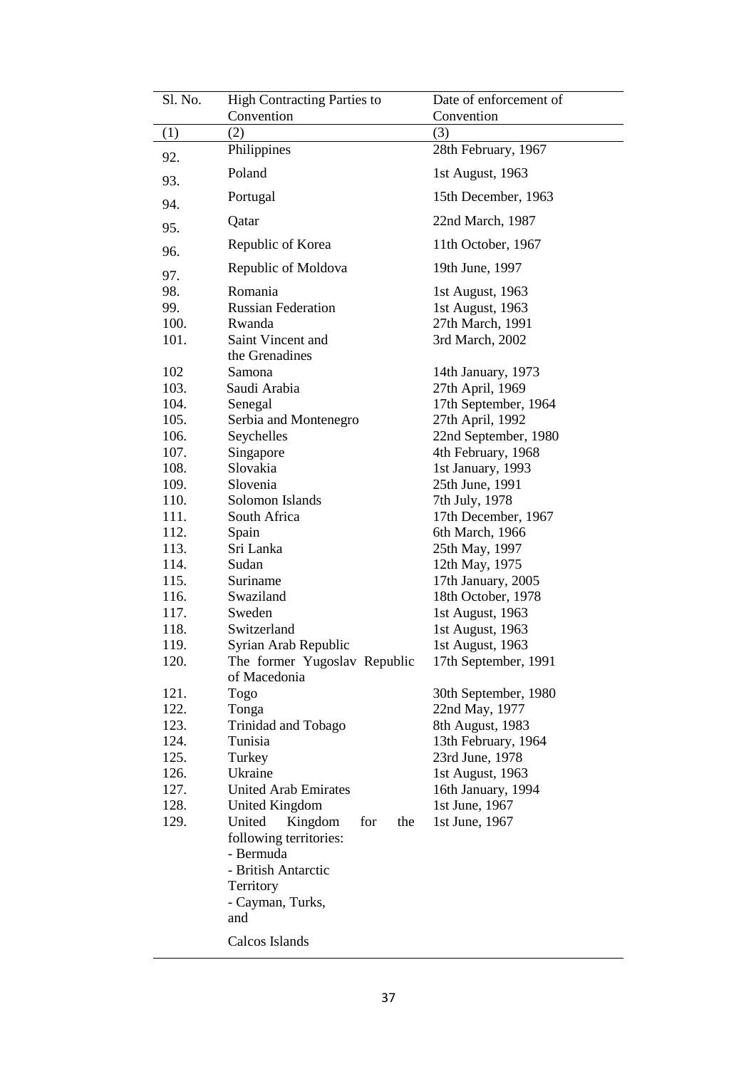| Sl. No. | High Contracting Parties to Convention | Date of enforcement of Convention |
|---|---|---|
| (1) | (2) | (3) |
| 92. | Philippines | 28th February, 1967 |
| 93. | Poland | 1st August, 1963 |
| 94. | Portugal | 15th December, 1963 |
| 95. | Qatar | 22nd March, 1987 |
| 96. | Republic of Korea | 11th October, 1967 |
| 97. | Republic of Moldova | 19th June, 1997 |
| 98. | Romania | 1st August, 1963 |
| 99. | Russian Federation | 1st August, 1963 |
| 100. | Rwanda | 27th March, 1991 |
| 101. | Saint Vincent and the Grenadines | 3rd March, 2002 |
| 102 | Samona | 14th January, 1973 |
| 103. | Saudi Arabia | 27th April, 1969 |
| 104. | Senegal | 17th September, 1964 |
| 105. | Serbia and Montenegro | 27th April, 1992 |
| 106. | Seychelles | 22nd September, 1980 |
| 107. | Singapore | 4th February, 1968 |
| 108. | Slovakia | 1st January, 1993 |
| 109. | Slovenia | 25th June, 1991 |
| 110. | Solomon Islands | 7th July, 1978 |
| 111. | South Africa | 17th December, 1967 |
| 112. | Spain | 6th March, 1966 |
| 113. | Sri Lanka | 25th May, 1997 |
| 114. | Sudan | 12th May, 1975 |
| 115. | Suriname | 17th January, 2005 |
| 116. | Swaziland | 18th October, 1978 |
| 117. | Sweden | 1st August, 1963 |
| 118. | Switzerland | 1st August, 1963 |
| 119. | Syrian Arab Republic | 1st August, 1963 |
| 120. | The former Yugoslav Republic of Macedonia | 17th September, 1991 |
| 121. | Togo | 30th September, 1980 |
| 122. | Tonga | 22nd May, 1977 |
| 123. | Trinidad and Tobago | 8th August, 1983 |
| 124. | Tunisia | 13th February, 1964 |
| 125. | Turkey | 23rd June, 1978 |
| 126. | Ukraine | 1st August, 1963 |
| 127. | United Arab Emirates | 16th January, 1994 |
| 128. | United Kingdom | 1st June, 1967 |
| 129. | United Kingdom for the following territories: - Bermuda - British Antarctic Territory - Cayman, Turks, and Calcos Islands | 1st June, 1967 |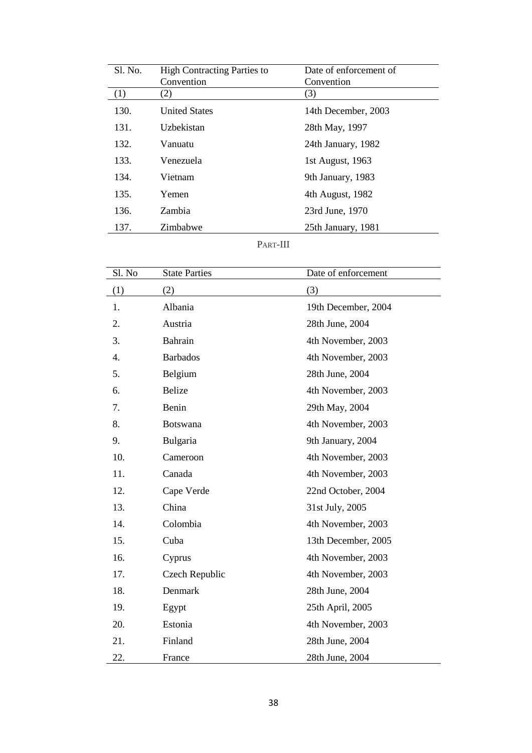| Sl. No. | High Contracting Parties to Convention | Date of enforcement of Convention |
|---|---|---|
| (1) | (2) | (3) |
| 130. | United States | 14th December, 2003 |
| 131. | Uzbekistan | 28th May, 1997 |
| 132. | Vanuatu | 24th January, 1982 |
| 133. | Venezuela | 1st August, 1963 |
| 134. | Vietnam | 9th January, 1983 |
| 135. | Yemen | 4th August, 1982 |
| 136. | Zambia | 23rd June, 1970 |
| 137. | Zimbabwe | 25th January, 1981 |

PART-III

| Sl. No | State Parties | Date of enforcement |
|---|---|---|
| (1) | (2) | (3) |
| 1. | Albania | 19th December, 2004 |
| 2. | Austria | 28th June, 2004 |
| 3. | Bahrain | 4th November, 2003 |
| 4. | Barbados | 4th November, 2003 |
| 5. | Belgium | 28th June, 2004 |
| 6. | Belize | 4th November, 2003 |
| 7. | Benin | 29th May, 2004 |
| 8. | Botswana | 4th November, 2003 |
| 9. | Bulgaria | 9th January, 2004 |
| 10. | Cameroon | 4th November, 2003 |
| 11. | Canada | 4th November, 2003 |
| 12. | Cape Verde | 22nd October, 2004 |
| 13. | China | 31st July, 2005 |
| 14. | Colombia | 4th November, 2003 |
| 15. | Cuba | 13th December, 2005 |
| 16. | Cyprus | 4th November, 2003 |
| 17. | Czech Republic | 4th November, 2003 |
| 18. | Denmark | 28th June, 2004 |
| 19. | Egypt | 25th April, 2005 |
| 20. | Estonia | 4th November, 2003 |
| 21. | Finland | 28th June, 2004 |
| 22. | France | 28th June, 2004 |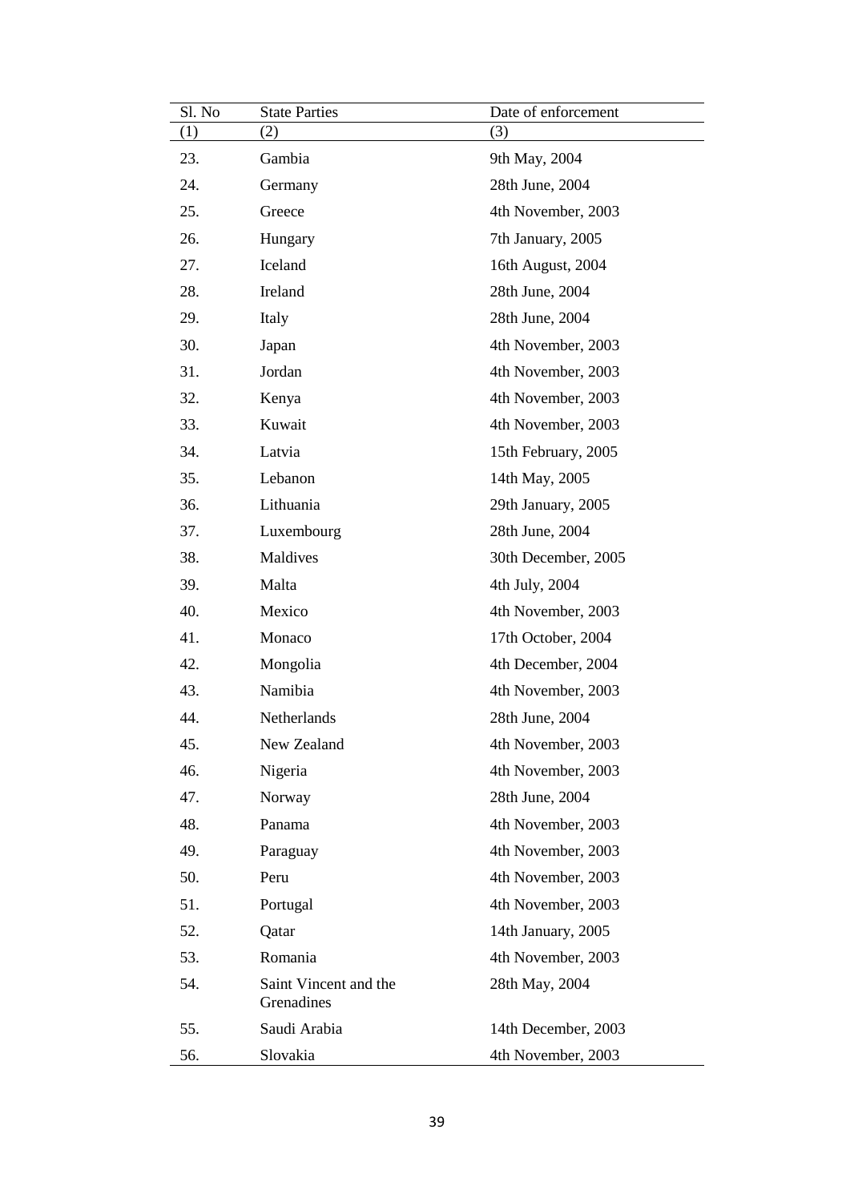| Sl. No | State Parties | Date of enforcement |
|---|---|---|
| (1) | (2) | (3) |
| 23. | Gambia | 9th May, 2004 |
| 24. | Germany | 28th June, 2004 |
| 25. | Greece | 4th November, 2003 |
| 26. | Hungary | 7th January, 2005 |
| 27. | Iceland | 16th August, 2004 |
| 28. | Ireland | 28th June, 2004 |
| 29. | Italy | 28th June, 2004 |
| 30. | Japan | 4th November, 2003 |
| 31. | Jordan | 4th November, 2003 |
| 32. | Kenya | 4th November, 2003 |
| 33. | Kuwait | 4th November, 2003 |
| 34. | Latvia | 15th February, 2005 |
| 35. | Lebanon | 14th May, 2005 |
| 36. | Lithuania | 29th January, 2005 |
| 37. | Luxembourg | 28th June, 2004 |
| 38. | Maldives | 30th December, 2005 |
| 39. | Malta | 4th July, 2004 |
| 40. | Mexico | 4th November, 2003 |
| 41. | Monaco | 17th October, 2004 |
| 42. | Mongolia | 4th December, 2004 |
| 43. | Namibia | 4th November, 2003 |
| 44. | Netherlands | 28th June, 2004 |
| 45. | New Zealand | 4th November, 2003 |
| 46. | Nigeria | 4th November, 2003 |
| 47. | Norway | 28th June, 2004 |
| 48. | Panama | 4th November, 2003 |
| 49. | Paraguay | 4th November, 2003 |
| 50. | Peru | 4th November, 2003 |
| 51. | Portugal | 4th November, 2003 |
| 52. | Qatar | 14th January, 2005 |
| 53. | Romania | 4th November, 2003 |
| 54. | Saint Vincent and the Grenadines | 28th May, 2004 |
| 55. | Saudi Arabia | 14th December, 2003 |
| 56. | Slovakia | 4th November, 2003 |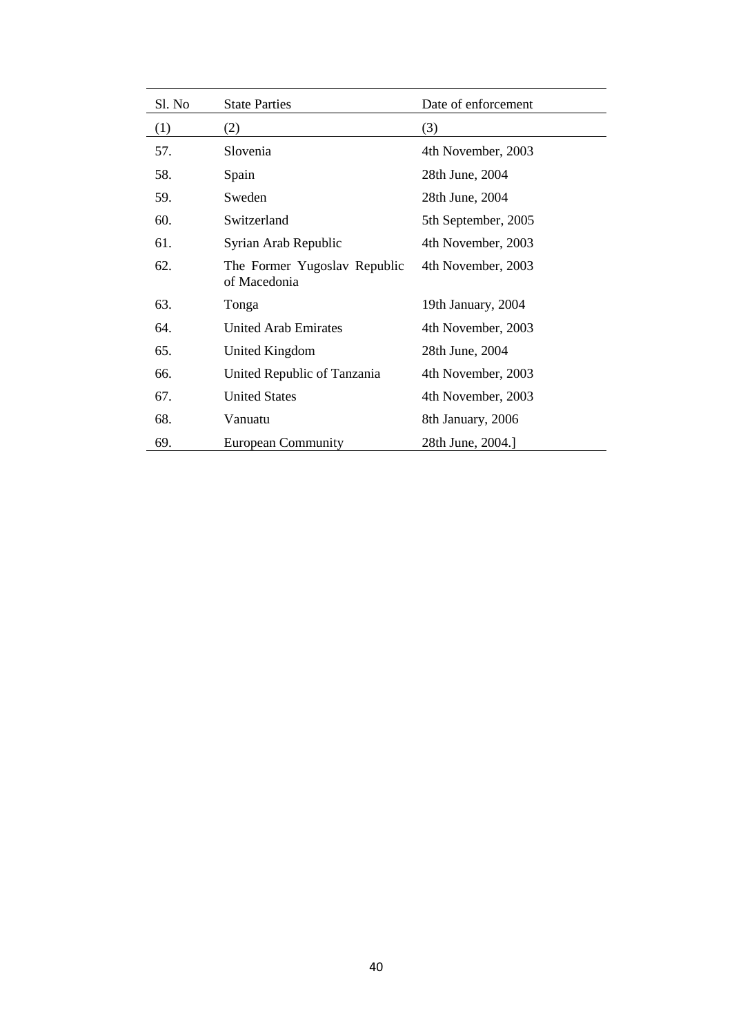| Sl. No | State Parties | Date of enforcement |
|---|---|---|
| (1) | (2) | (3) |
| 57. | Slovenia | 4th November, 2003 |
| 58. | Spain | 28th June, 2004 |
| 59. | Sweden | 28th June, 2004 |
| 60. | Switzerland | 5th September, 2005 |
| 61. | Syrian Arab Republic | 4th November, 2003 |
| 62. | The Former Yugoslav Republic of Macedonia | 4th November, 2003 |
| 63. | Tonga | 19th January, 2004 |
| 64. | United Arab Emirates | 4th November, 2003 |
| 65. | United Kingdom | 28th June, 2004 |
| 66. | United Republic of Tanzania | 4th November, 2003 |
| 67. | United States | 4th November, 2003 |
| 68. | Vanuatu | 8th January, 2006 |
| 69. | European Community | 28th June, 2004.] |